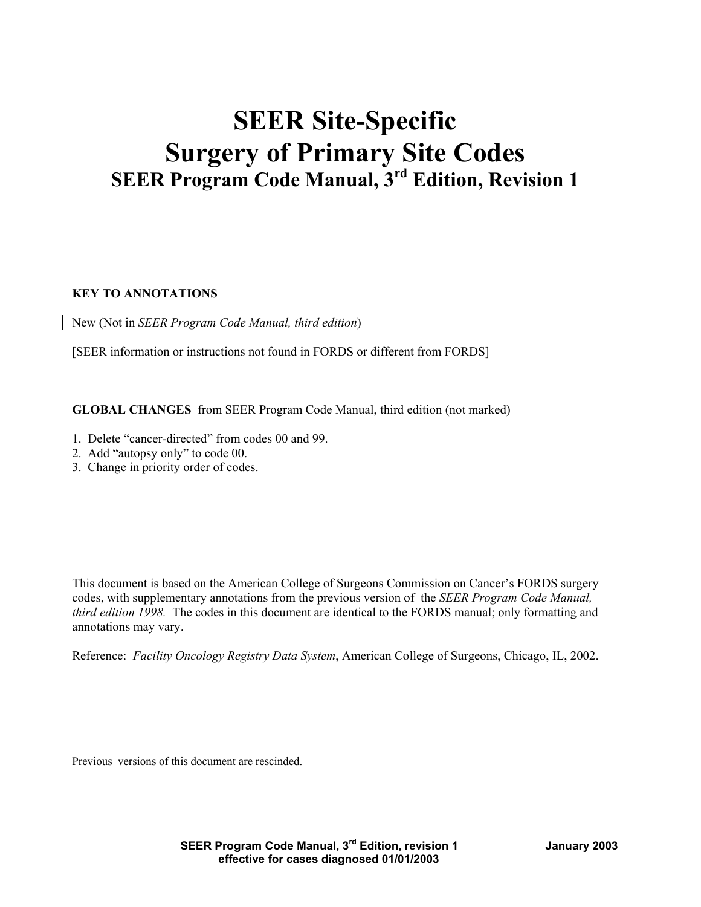# SEER Site-Specific Surgery of Primary Site Codes

## SEER Program Code Manual, 3rd Edition, Revision 1

**KEY TO ANNOTATIONS**

New (Not in *SEER Program Code Manual, third edition*)

[SEER information or instructions not found in FORDS or different from FORDS]

**GLOBAL CHANGES** from SEER Program Code Manual, third edition (not marked)

1. Delete "cancer-directed" from codes 00 and 99.
2. Add "autopsy only" to code 00.
3. Change in priority order of codes.

This document is based on the American College of Surgeons Commission on Cancer's FORDS surgery codes, with supplementary annotations from the previous version of the *SEER Program Code Manual, third edition 1998.* The codes in this document are identical to the FORDS manual; only formatting and annotations may vary.

Reference: *Facility Oncology Registry Data System*, American College of Surgeons, Chicago, IL, 2002.

Previous versions of this document are rescinded.

**SEER Program Code Manual, 3rd Edition, revision 1 — January 2003**
**effective for cases diagnosed 01/01/2003**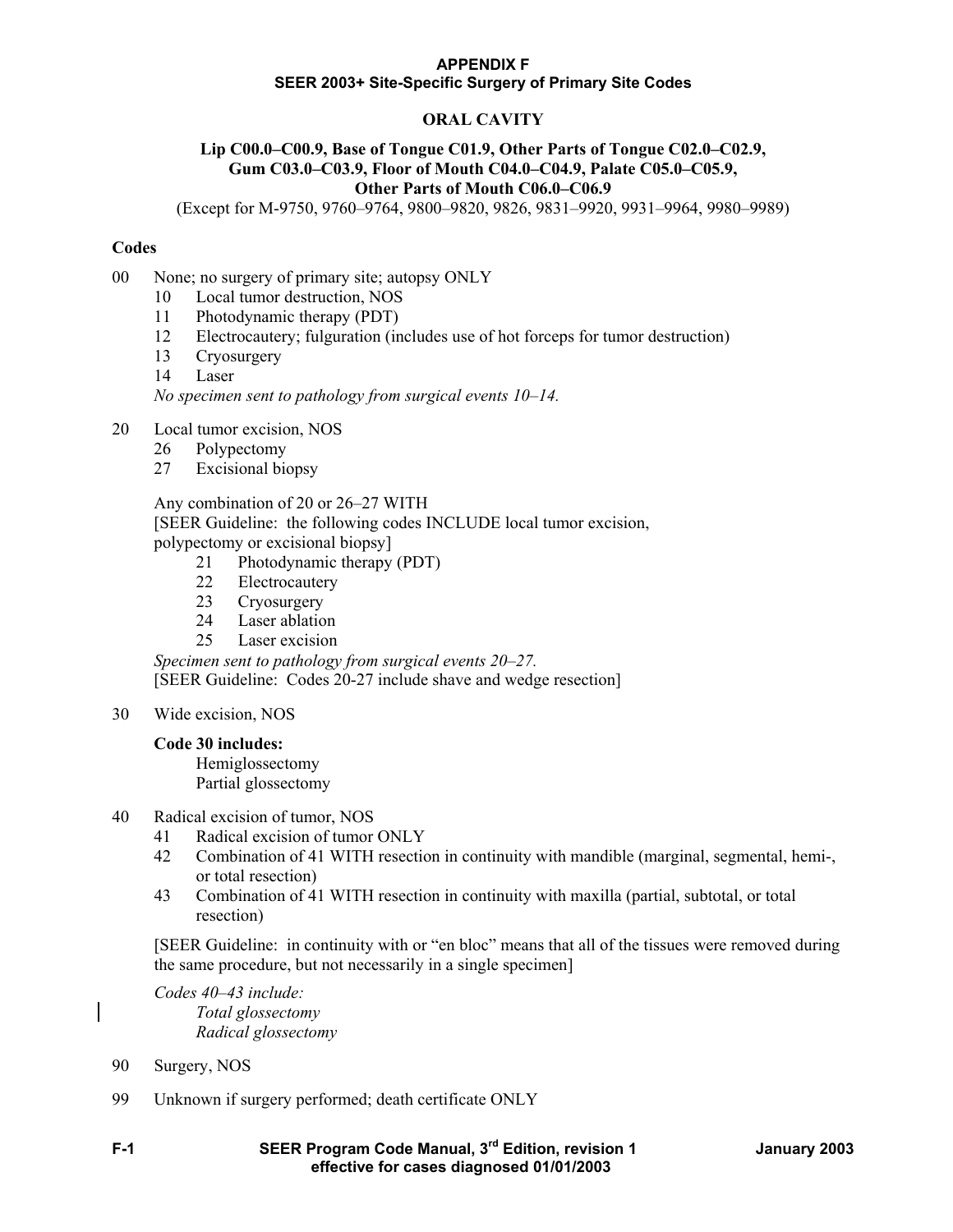**APPENDIX F**
**SEER 2003+ Site-Specific Surgery of Primary Site Codes**

## ORAL CAVITY

### Lip C00.0–C00.9, Base of Tongue C01.9, Other Parts of Tongue C02.0–C02.9, Gum C03.0–C03.9, Floor of Mouth C04.0–C04.9, Palate C05.0–C05.9, Other Parts of Mouth C06.0–C06.9

(Except for M-9750, 9760–9764, 9800–9820, 9826, 9831–9920, 9931–9964, 9980–9989)

**Codes**

00 None; no surgery of primary site; autopsy ONLY

- 10 Local tumor destruction, NOS
- 11 Photodynamic therapy (PDT)
- 12 Electrocautery; fulguration (includes use of hot forceps for tumor destruction)
- 13 Cryosurgery
- 14 Laser

*No specimen sent to pathology from surgical events 10–14.*

20 Local tumor excision, NOS

- 26 Polypectomy
- 27 Excisional biopsy

Any combination of 20 or 26–27 WITH
[SEER Guideline: the following codes INCLUDE local tumor excision, polypectomy or excisional biopsy]

- 21 Photodynamic therapy (PDT)
- 22 Electrocautery
- 23 Cryosurgery
- 24 Laser ablation
- 25 Laser excision

*Specimen sent to pathology from surgical events 20–27.*
[SEER Guideline: Codes 20-27 include shave and wedge resection]

30 Wide excision, NOS

**Code 30 includes:**
Hemiglossectomy
Partial glossectomy

40 Radical excision of tumor, NOS

- 41 Radical excision of tumor ONLY
- 42 Combination of 41 WITH resection in continuity with mandible (marginal, segmental, hemi-, or total resection)
- 43 Combination of 41 WITH resection in continuity with maxilla (partial, subtotal, or total resection)

[SEER Guideline: in continuity with or "en bloc" means that all of the tissues were removed during the same procedure, but not necessarily in a single specimen]

*Codes 40–43 include:*
*Total glossectomy*
*Radical glossectomy*

90 Surgery, NOS

99 Unknown if surgery performed; death certificate ONLY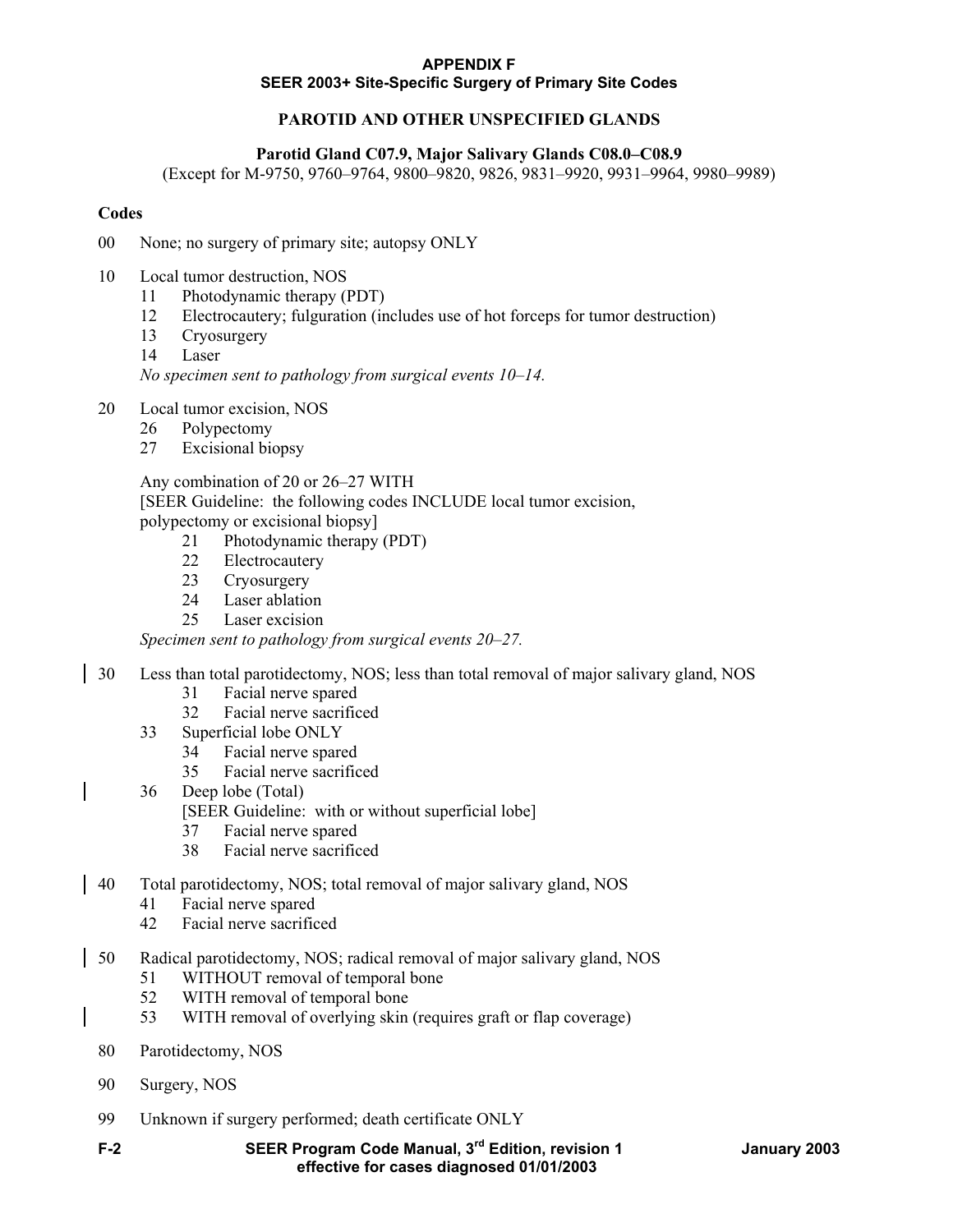**APPENDIX F**
**SEER 2003+ Site-Specific Surgery of Primary Site Codes**

## PAROTID AND OTHER UNSPECIFIED GLANDS

### Parotid Gland C07.9, Major Salivary Glands C08.0–C08.9

(Except for M-9750, 9760–9764, 9800–9820, 9826, 9831–9920, 9931–9964, 9980–9989)

**Codes**

00 None; no surgery of primary site; autopsy ONLY

10 Local tumor destruction, NOS
- 11 Photodynamic therapy (PDT)
- 12 Electrocautery; fulguration (includes use of hot forceps for tumor destruction)
- 13 Cryosurgery
- 14 Laser

*No specimen sent to pathology from surgical events 10–14.*

20 Local tumor excision, NOS
- 26 Polypectomy
- 27 Excisional biopsy

Any combination of 20 or 26–27 WITH
[SEER Guideline: the following codes INCLUDE local tumor excision, polypectomy or excisional biopsy]
- 21 Photodynamic therapy (PDT)
- 22 Electrocautery
- 23 Cryosurgery
- 24 Laser ablation
- 25 Laser excision

*Specimen sent to pathology from surgical events 20–27.*

30 Less than total parotidectomy, NOS; less than total removal of major salivary gland, NOS
- 31 Facial nerve spared
- 32 Facial nerve sacrificed
- 33 Superficial lobe ONLY
  - 34 Facial nerve spared
  - 35 Facial nerve sacrificed
- 36 Deep lobe (Total)
  [SEER Guideline: with or without superficial lobe]
  - 37 Facial nerve spared
  - 38 Facial nerve sacrificed

40 Total parotidectomy, NOS; total removal of major salivary gland, NOS
- 41 Facial nerve spared
- 42 Facial nerve sacrificed

50 Radical parotidectomy, NOS; radical removal of major salivary gland, NOS
- 51 WITHOUT removal of temporal bone
- 52 WITH removal of temporal bone
- 53 WITH removal of overlying skin (requires graft or flap coverage)

80 Parotidectomy, NOS

90 Surgery, NOS

99 Unknown if surgery performed; death certificate ONLY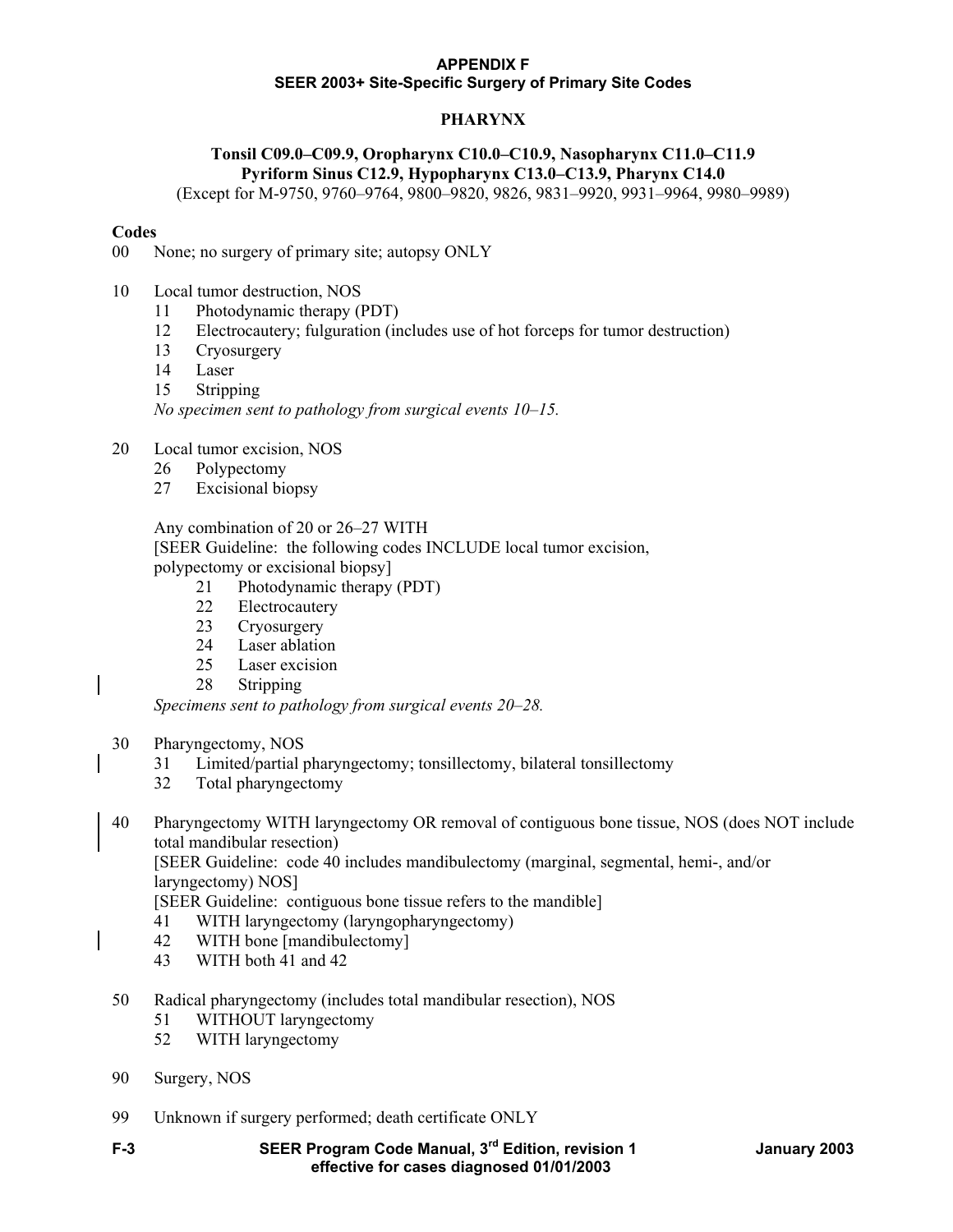**APPENDIX F**
**SEER 2003+ Site-Specific Surgery of Primary Site Codes**

## PHARYNX

### Tonsil C09.0–C09.9, Oropharynx C10.0–C10.9, Nasopharynx C11.0–C11.9 Pyriform Sinus C12.9, Hypopharynx C13.0–C13.9, Pharynx C14.0

(Except for M-9750, 9760–9764, 9800–9820, 9826, 9831–9920, 9931–9964, 9980–9989)

**Codes**

00 None; no surgery of primary site; autopsy ONLY

10 Local tumor destruction, NOS
- 11 Photodynamic therapy (PDT)
- 12 Electrocautery; fulguration (includes use of hot forceps for tumor destruction)
- 13 Cryosurgery
- 14 Laser
- 15 Stripping

*No specimen sent to pathology from surgical events 10–15.*

20 Local tumor excision, NOS
- 26 Polypectomy
- 27 Excisional biopsy

Any combination of 20 or 26–27 WITH
[SEER Guideline: the following codes INCLUDE local tumor excision, polypectomy or excisional biopsy]
- 21 Photodynamic therapy (PDT)
- 22 Electrocautery
- 23 Cryosurgery
- 24 Laser ablation
- 25 Laser excision
- 28 Stripping

*Specimens sent to pathology from surgical events 20–28.*

30 Pharyngectomy, NOS
- 31 Limited/partial pharyngectomy; tonsillectomy, bilateral tonsillectomy
- 32 Total pharyngectomy

40 Pharyngectomy WITH laryngectomy OR removal of contiguous bone tissue, NOS (does NOT include total mandibular resection)
[SEER Guideline: code 40 includes mandibulectomy (marginal, segmental, hemi-, and/or laryngectomy) NOS]
[SEER Guideline: contiguous bone tissue refers to the mandible]
- 41 WITH laryngectomy (laryngopharyngectomy)
- 42 WITH bone [mandibulectomy]
- 43 WITH both 41 and 42

50 Radical pharyngectomy (includes total mandibular resection), NOS
- 51 WITHOUT laryngectomy
- 52 WITH laryngectomy

90 Surgery, NOS

99 Unknown if surgery performed; death certificate ONLY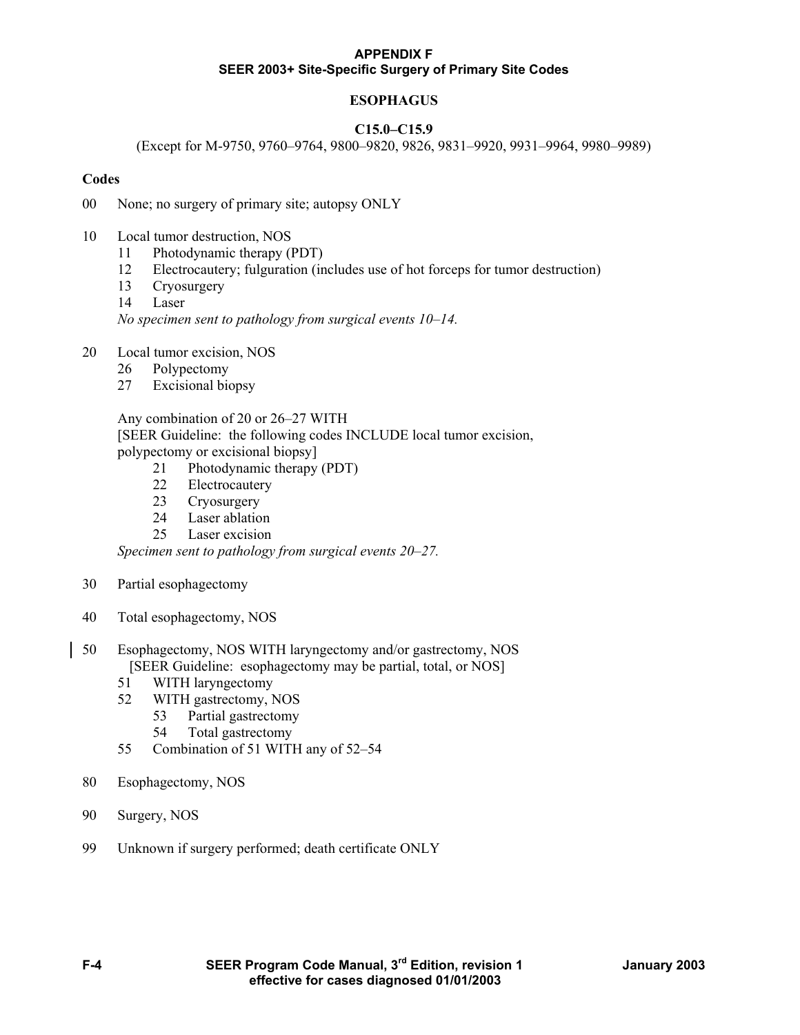# APPENDIX F
## SEER 2003+ Site-Specific Surgery of Primary Site Codes

### ESOPHAGUS

### C15.0–C15.9

(Except for M-9750, 9760–9764, 9800–9820, 9826, 9831–9920, 9931–9964, 9980–9989)

**Codes**

00 None; no surgery of primary site; autopsy ONLY

10 Local tumor destruction, NOS
- 11 Photodynamic therapy (PDT)
- 12 Electrocautery; fulguration (includes use of hot forceps for tumor destruction)
- 13 Cryosurgery
- 14 Laser

*No specimen sent to pathology from surgical events 10–14.*

20 Local tumor excision, NOS
- 26 Polypectomy
- 27 Excisional biopsy

Any combination of 20 or 26–27 WITH
[SEER Guideline: the following codes INCLUDE local tumor excision, polypectomy or excisional biopsy]
- 21 Photodynamic therapy (PDT)
- 22 Electrocautery
- 23 Cryosurgery
- 24 Laser ablation
- 25 Laser excision

*Specimen sent to pathology from surgical events 20–27.*

30 Partial esophagectomy

40 Total esophagectomy, NOS

50 Esophagectomy, NOS WITH laryngectomy and/or gastrectomy, NOS
[SEER Guideline: esophagectomy may be partial, total, or NOS]
- 51 WITH laryngectomy
- 52 WITH gastrectomy, NOS
  - 53 Partial gastrectomy
  - 54 Total gastrectomy
- 55 Combination of 51 WITH any of 52–54

80 Esophagectomy, NOS

90 Surgery, NOS

99 Unknown if surgery performed; death certificate ONLY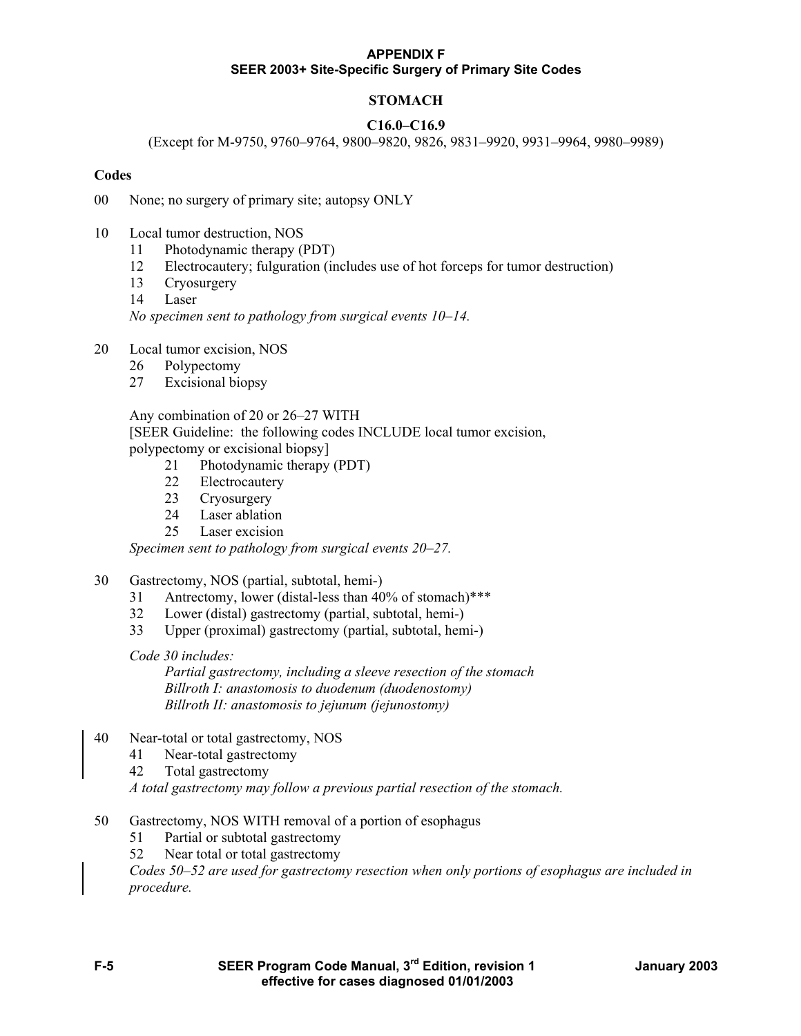**APPENDIX F**
**SEER 2003+ Site-Specific Surgery of Primary Site Codes**

## STOMACH

### C16.0–C16.9

(Except for M-9750, 9760–9764, 9800–9820, 9826, 9831–9920, 9931–9964, 9980–9989)

**Codes**

00 None; no surgery of primary site; autopsy ONLY

10 Local tumor destruction, NOS
- 11 Photodynamic therapy (PDT)
- 12 Electrocautery; fulguration (includes use of hot forceps for tumor destruction)
- 13 Cryosurgery
- 14 Laser

*No specimen sent to pathology from surgical events 10–14.*

20 Local tumor excision, NOS
- 26 Polypectomy
- 27 Excisional biopsy

Any combination of 20 or 26–27 WITH
[SEER Guideline: the following codes INCLUDE local tumor excision, polypectomy or excisional biopsy]
- 21 Photodynamic therapy (PDT)
- 22 Electrocautery
- 23 Cryosurgery
- 24 Laser ablation
- 25 Laser excision

*Specimen sent to pathology from surgical events 20–27.*

30 Gastrectomy, NOS (partial, subtotal, hemi-)
- 31 Antrectomy, lower (distal-less than 40% of stomach)***
- 32 Lower (distal) gastrectomy (partial, subtotal, hemi-)
- 33 Upper (proximal) gastrectomy (partial, subtotal, hemi-)

*Code 30 includes:*
- *Partial gastrectomy, including a sleeve resection of the stomach*
- *Billroth I: anastomosis to duodenum (duodenostomy)*
- *Billroth II: anastomosis to jejunum (jejunostomy)*

40 Near-total or total gastrectomy, NOS
- 41 Near-total gastrectomy
- 42 Total gastrectomy

*A total gastrectomy may follow a previous partial resection of the stomach.*

50 Gastrectomy, NOS WITH removal of a portion of esophagus
- 51 Partial or subtotal gastrectomy
- 52 Near total or total gastrectomy

*Codes 50–52 are used for gastrectomy resection when only portions of esophagus are included in procedure.*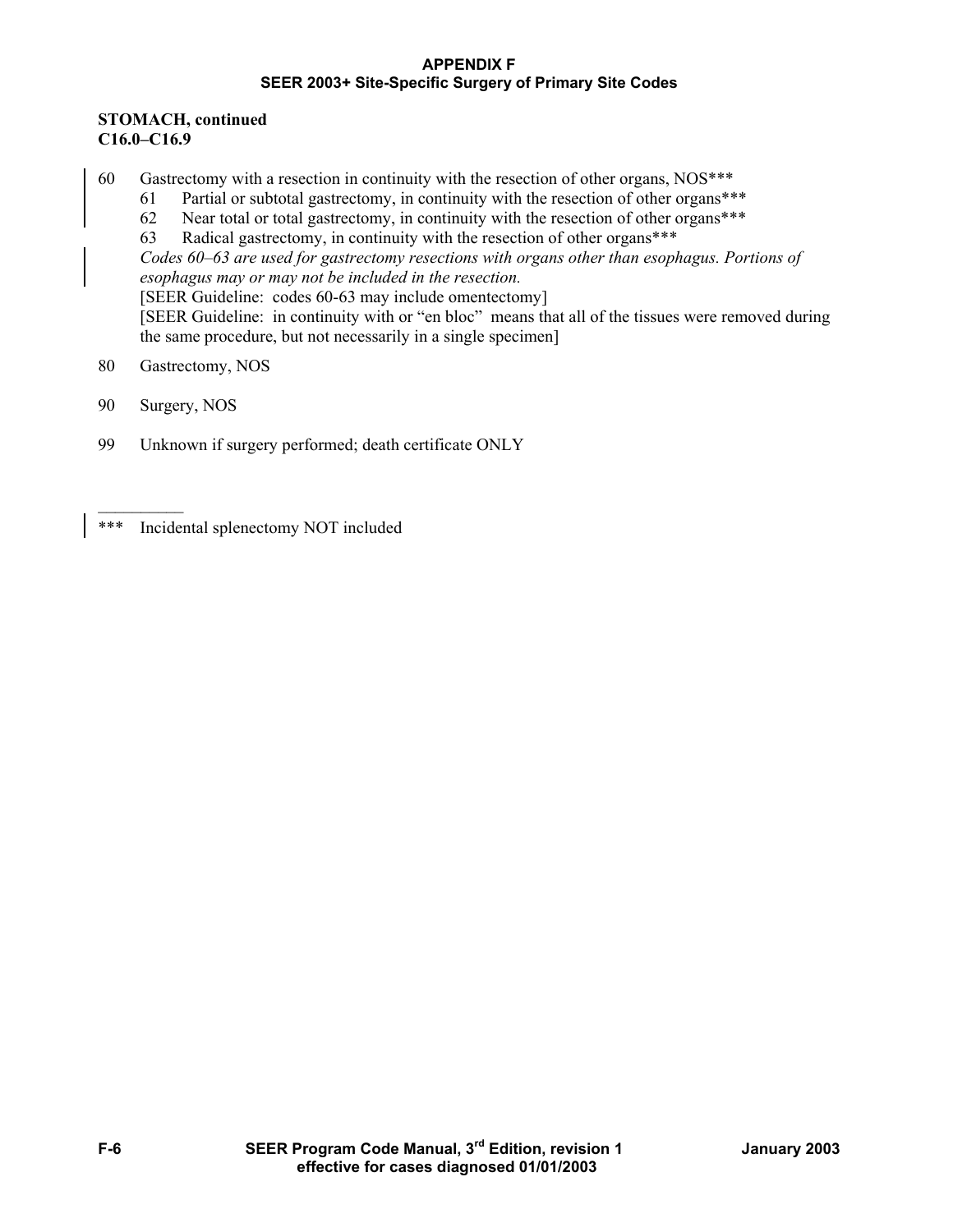**STOMACH, continued**
**C16.0–C16.9**

60 Gastrectomy with a resection in continuity with the resection of other organs, NOS***

- 61 Partial or subtotal gastrectomy, in continuity with the resection of other organs***
- 62 Near total or total gastrectomy, in continuity with the resection of other organs***
- 63 Radical gastrectomy, in continuity with the resection of other organs***

*Codes 60–63 are used for gastrectomy resections with organs other than esophagus. Portions of esophagus may or may not be included in the resection.*

[SEER Guideline: codes 60-63 may include omentectomy]

[SEER Guideline: in continuity with or "en bloc" means that all of the tissues were removed during the same procedure, but not necessarily in a single specimen]

80 Gastrectomy, NOS

90 Surgery, NOS

99 Unknown if surgery performed; death certificate ONLY

---

*** Incidental splenectomy NOT included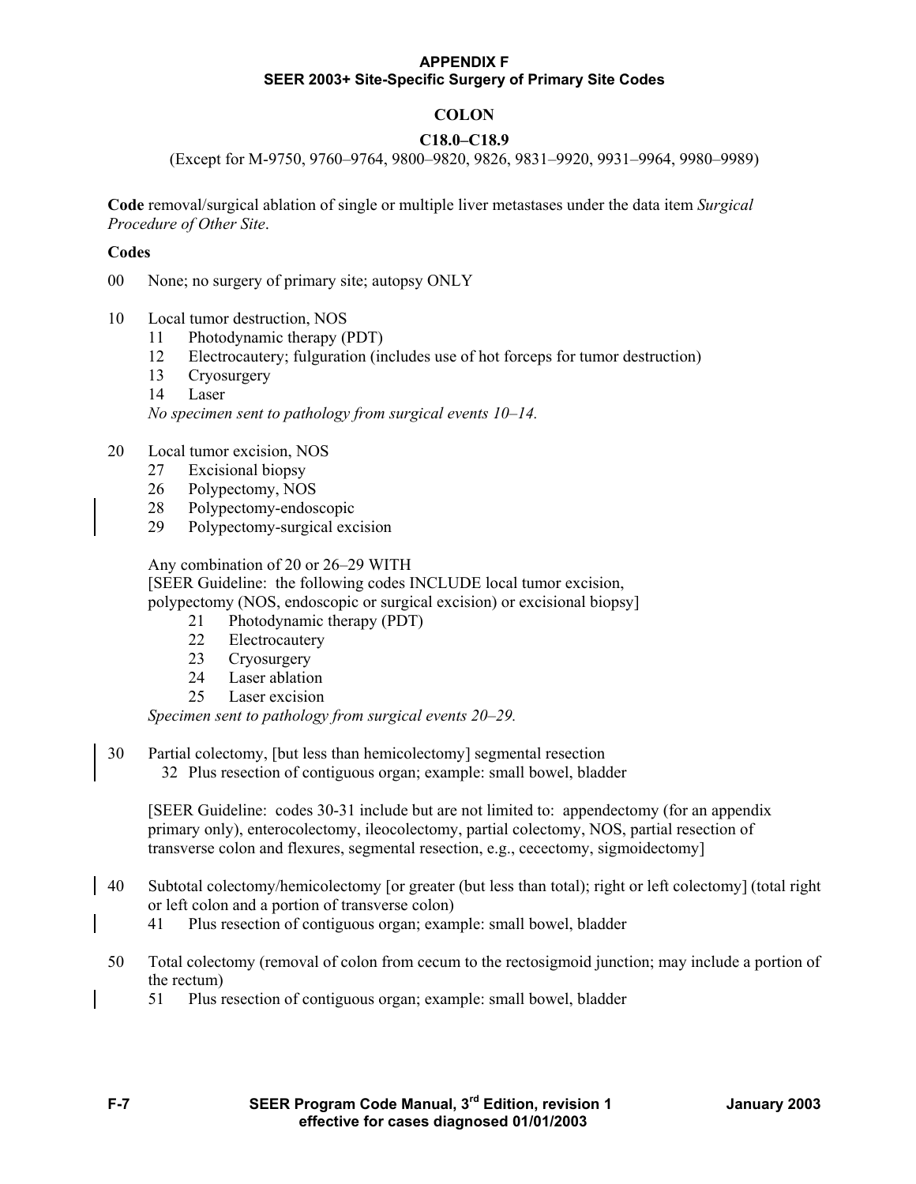**APPENDIX F**
**SEER 2003+ Site-Specific Surgery of Primary Site Codes**

## COLON

### C18.0–C18.9

(Except for M-9750, 9760–9764, 9800–9820, 9826, 9831–9920, 9931–9964, 9980–9989)

**Code** removal/surgical ablation of single or multiple liver metastases under the data item *Surgical Procedure of Other Site*.

**Codes**

00 None; no surgery of primary site; autopsy ONLY

10 Local tumor destruction, NOS
- 11 Photodynamic therapy (PDT)
- 12 Electrocautery; fulguration (includes use of hot forceps for tumor destruction)
- 13 Cryosurgery
- 14 Laser

*No specimen sent to pathology from surgical events 10–14.*

20 Local tumor excision, NOS
- 27 Excisional biopsy
- 26 Polypectomy, NOS
- 28 Polypectomy-endoscopic
- 29 Polypectomy-surgical excision

Any combination of 20 or 26–29 WITH
[SEER Guideline: the following codes INCLUDE local tumor excision, polypectomy (NOS, endoscopic or surgical excision) or excisional biopsy]
- 21 Photodynamic therapy (PDT)
- 22 Electrocautery
- 23 Cryosurgery
- 24 Laser ablation
- 25 Laser excision

*Specimen sent to pathology from surgical events 20–29.*

30 Partial colectomy, [but less than hemicolectomy] segmental resection
- 32 Plus resection of contiguous organ; example: small bowel, bladder

[SEER Guideline: codes 30-31 include but are not limited to: appendectomy (for an appendix primary only), enterocolectomy, ileocolectomy, partial colectomy, NOS, partial resection of transverse colon and flexures, segmental resection, e.g., cecectomy, sigmoidectomy]

40 Subtotal colectomy/hemicolectomy [or greater (but less than total); right or left colectomy] (total right or left colon and a portion of transverse colon)
- 41 Plus resection of contiguous organ; example: small bowel, bladder

50 Total colectomy (removal of colon from cecum to the rectosigmoid junction; may include a portion of the rectum)
- 51 Plus resection of contiguous organ; example: small bowel, bladder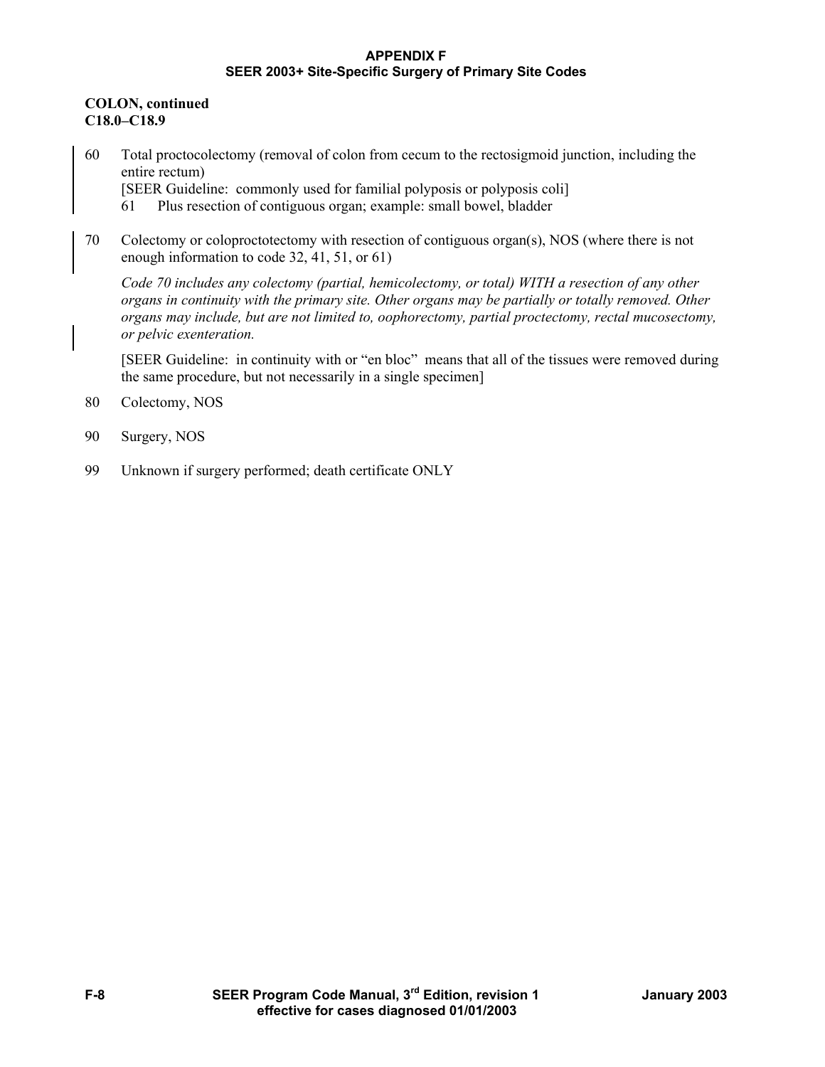**COLON, continued**
**C18.0–C18.9**

60 Total proctocolectomy (removal of colon from cecum to the rectosigmoid junction, including the entire rectum)
[SEER Guideline: commonly used for familial polyposis or polyposis coli]
  61 Plus resection of contiguous organ; example: small bowel, bladder

70 Colectomy or coloproctotectomy with resection of contiguous organ(s), NOS (where there is not enough information to code 32, 41, 51, or 61)

*Code 70 includes any colectomy (partial, hemicolectomy, or total) WITH a resection of any other organs in continuity with the primary site. Other organs may be partially or totally removed. Other organs may include, but are not limited to, oophorectomy, partial proctectomy, rectal mucosectomy, or pelvic exenteration.*

[SEER Guideline: in continuity with or "en bloc" means that all of the tissues were removed during the same procedure, but not necessarily in a single specimen]

80 Colectomy, NOS

90 Surgery, NOS

99 Unknown if surgery performed; death certificate ONLY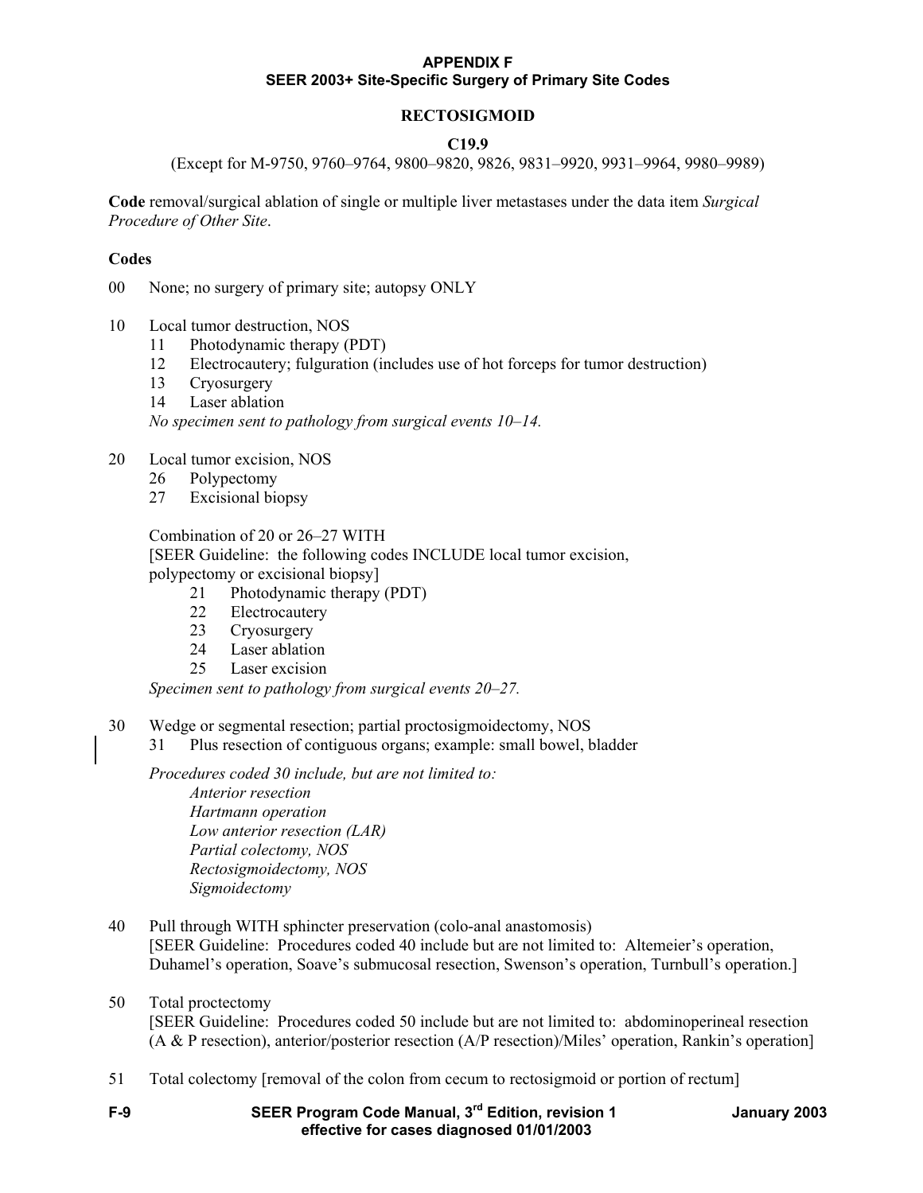**APPENDIX F**
**SEER 2003+ Site-Specific Surgery of Primary Site Codes**

## RECTOSIGMOID

**C19.9**

(Except for M-9750, 9760–9764, 9800–9820, 9826, 9831–9920, 9931–9964, 9980–9989)

**Code** removal/surgical ablation of single or multiple liver metastases under the data item *Surgical Procedure of Other Site*.

**Codes**

00 None; no surgery of primary site; autopsy ONLY

10 Local tumor destruction, NOS
- 11 Photodynamic therapy (PDT)
- 12 Electrocautery; fulguration (includes use of hot forceps for tumor destruction)
- 13 Cryosurgery
- 14 Laser ablation

*No specimen sent to pathology from surgical events 10–14.*

20 Local tumor excision, NOS
- 26 Polypectomy
- 27 Excisional biopsy

Combination of 20 or 26–27 WITH
[SEER Guideline: the following codes INCLUDE local tumor excision, polypectomy or excisional biopsy]
- 21 Photodynamic therapy (PDT)
- 22 Electrocautery
- 23 Cryosurgery
- 24 Laser ablation
- 25 Laser excision

*Specimen sent to pathology from surgical events 20–27.*

30 Wedge or segmental resection; partial proctosigmoidectomy, NOS
- 31 Plus resection of contiguous organs; example: small bowel, bladder

*Procedures coded 30 include, but are not limited to:*
- *Anterior resection*
- *Hartmann operation*
- *Low anterior resection (LAR)*
- *Partial colectomy, NOS*
- *Rectosigmoidectomy, NOS*
- *Sigmoidectomy*

40 Pull through WITH sphincter preservation (colo-anal anastomosis)
[SEER Guideline: Procedures coded 40 include but are not limited to: Altemeier's operation, Duhamel's operation, Soave's submucosal resection, Swenson's operation, Turnbull's operation.]

50 Total proctectomy
[SEER Guideline: Procedures coded 50 include but are not limited to: abdominoperineal resection (A & P resection), anterior/posterior resection (A/P resection)/Miles' operation, Rankin's operation]

51 Total colectomy [removal of the colon from cecum to rectosigmoid or portion of rectum]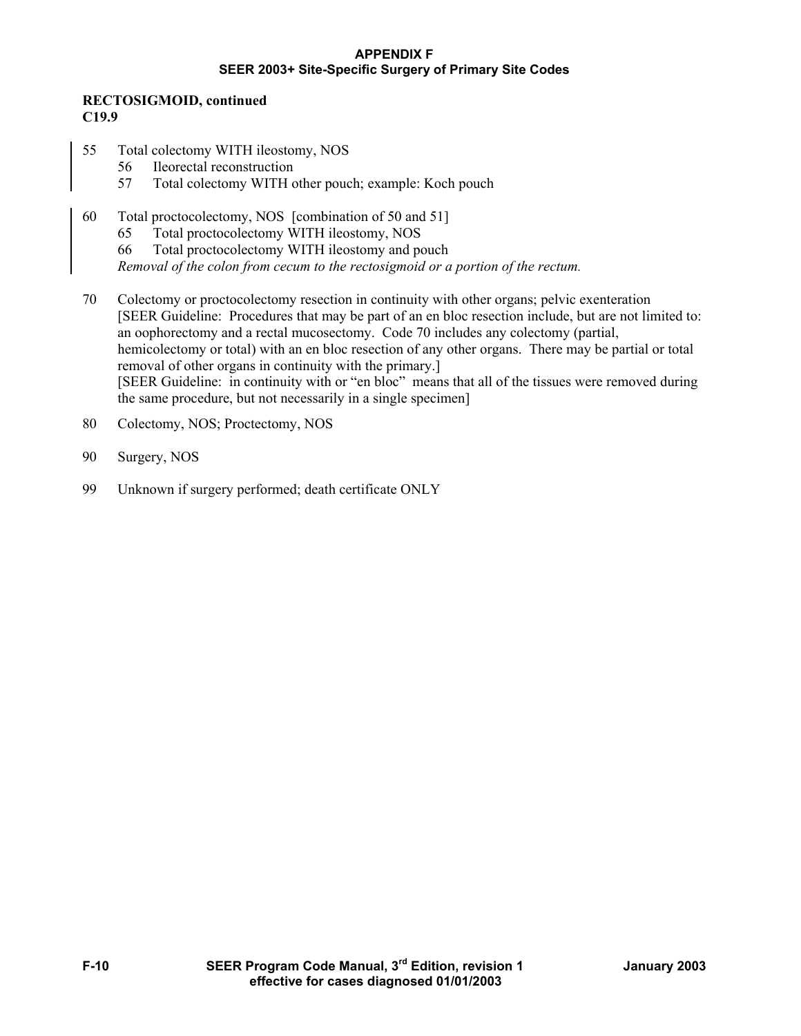**RECTOSIGMOID, continued**
**C19.9**

55 Total colectomy WITH ileostomy, NOS
 56 Ileorectal reconstruction
 57 Total colectomy WITH other pouch; example: Koch pouch

60 Total proctocolectomy, NOS [combination of 50 and 51]
 65 Total proctocolectomy WITH ileostomy, NOS
 66 Total proctocolectomy WITH ileostomy and pouch
 *Removal of the colon from cecum to the rectosigmoid or a portion of the rectum.*

70 Colectomy or proctocolectomy resection in continuity with other organs; pelvic exenteration
 [SEER Guideline: Procedures that may be part of an en bloc resection include, but are not limited to: an oophorectomy and a rectal mucosectomy. Code 70 includes any colectomy (partial, hemicolectomy or total) with an en bloc resection of any other organs. There may be partial or total removal of other organs in continuity with the primary.]
 [SEER Guideline: in continuity with or "en bloc" means that all of the tissues were removed during the same procedure, but not necessarily in a single specimen]

80 Colectomy, NOS; Proctectomy, NOS

90 Surgery, NOS

99 Unknown if surgery performed; death certificate ONLY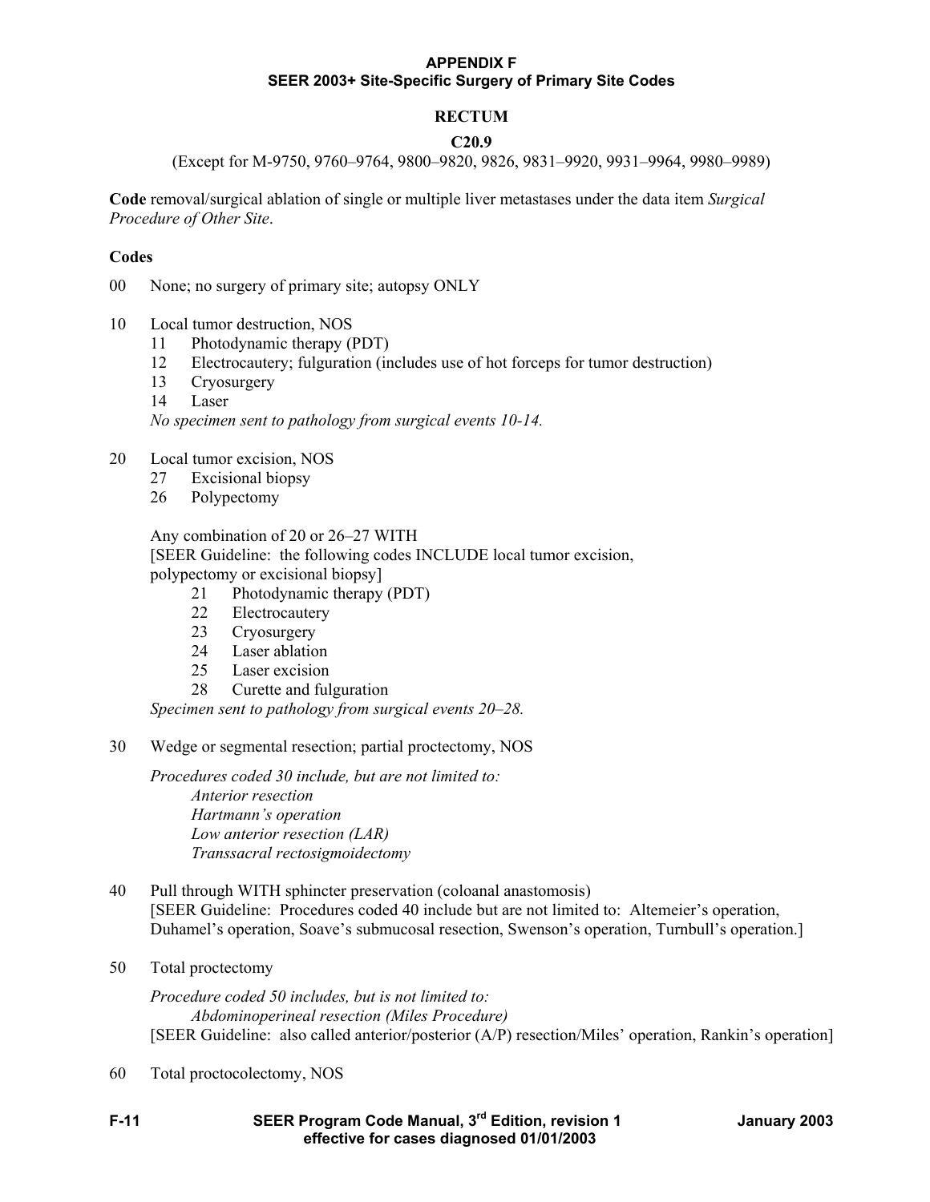**APPENDIX F**
**SEER 2003+ Site-Specific Surgery of Primary Site Codes**

## RECTUM

### C20.9

(Except for M-9750, 9760–9764, 9800–9820, 9826, 9831–9920, 9931–9964, 9980–9989)

**Code** removal/surgical ablation of single or multiple liver metastases under the data item *Surgical Procedure of Other Site*.

**Codes**

00 None; no surgery of primary site; autopsy ONLY

10 Local tumor destruction, NOS
- 11 Photodynamic therapy (PDT)
- 12 Electrocautery; fulguration (includes use of hot forceps for tumor destruction)
- 13 Cryosurgery
- 14 Laser

*No specimen sent to pathology from surgical events 10-14.*

20 Local tumor excision, NOS
- 27 Excisional biopsy
- 26 Polypectomy

Any combination of 20 or 26–27 WITH
[SEER Guideline: the following codes INCLUDE local tumor excision, polypectomy or excisional biopsy]
- 21 Photodynamic therapy (PDT)
- 22 Electrocautery
- 23 Cryosurgery
- 24 Laser ablation
- 25 Laser excision
- 28 Curette and fulguration

*Specimen sent to pathology from surgical events 20–28.*

30 Wedge or segmental resection; partial proctectomy, NOS

*Procedures coded 30 include, but are not limited to:*
- *Anterior resection*
- *Hartmann's operation*
- *Low anterior resection (LAR)*
- *Transsacral rectosigmoidectomy*

40 Pull through WITH sphincter preservation (coloanal anastomosis)
[SEER Guideline: Procedures coded 40 include but are not limited to: Altemeier's operation, Duhamel's operation, Soave's submucosal resection, Swenson's operation, Turnbull's operation.]

50 Total proctectomy

*Procedure coded 50 includes, but is not limited to:*
- *Abdominoperineal resection (Miles Procedure)*

[SEER Guideline: also called anterior/posterior (A/P) resection/Miles' operation, Rankin's operation]

60 Total proctocolectomy, NOS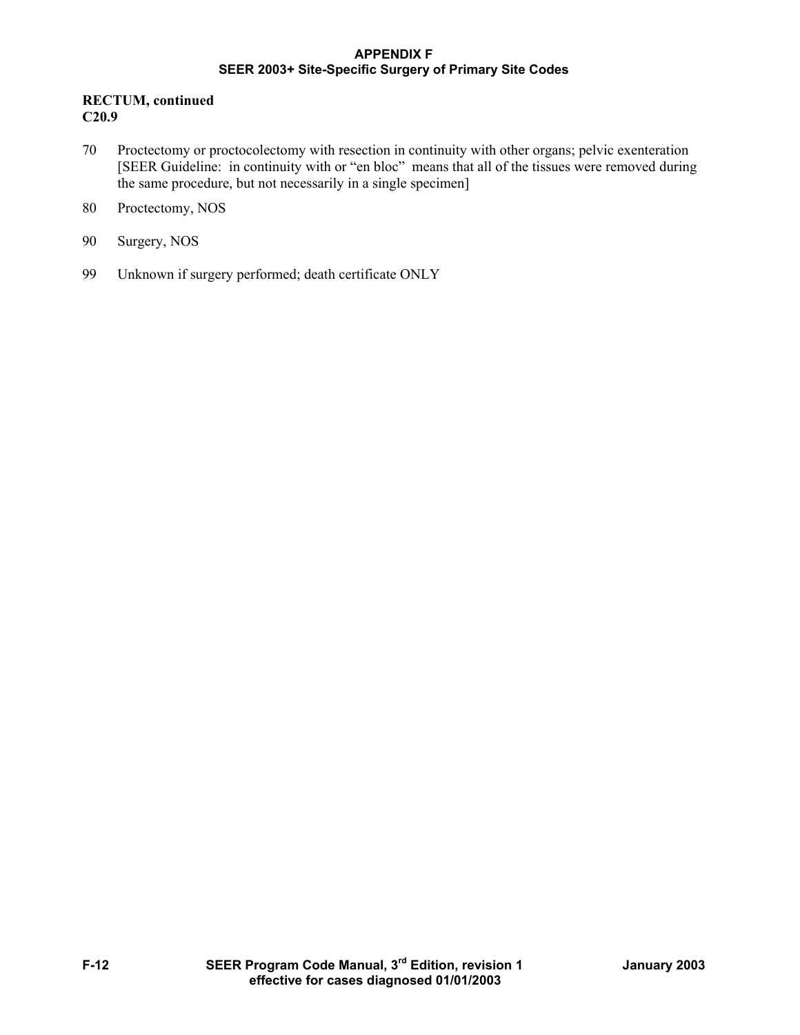**RECTUM, continued**
**C20.9**

70 Proctectomy or proctocolectomy with resection in continuity with other organs; pelvic exenteration [SEER Guideline: in continuity with or "en bloc" means that all of the tissues were removed during the same procedure, but not necessarily in a single specimen]

80 Proctectomy, NOS

90 Surgery, NOS

99 Unknown if surgery performed; death certificate ONLY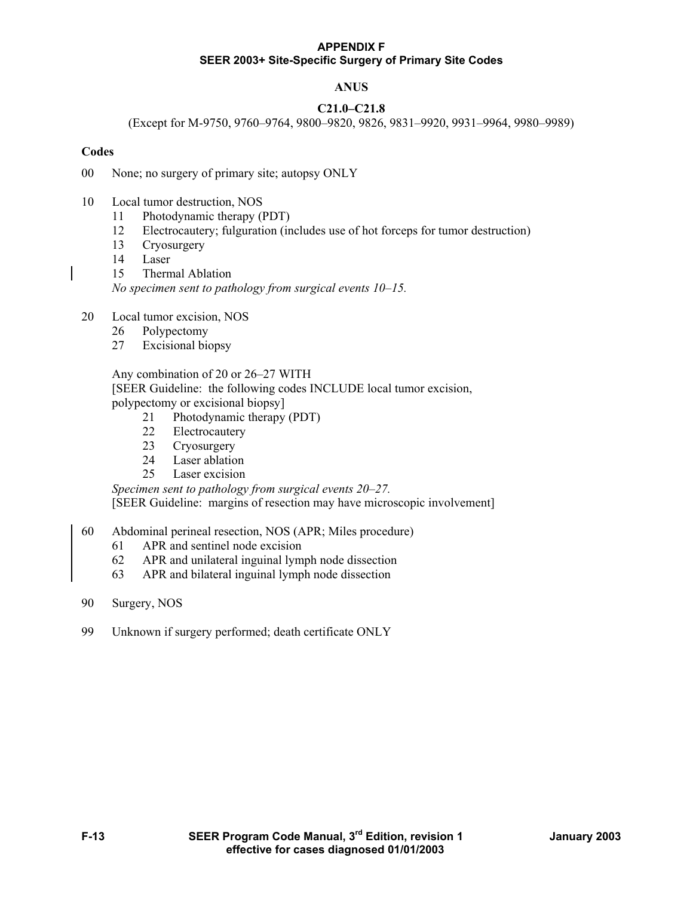**APPENDIX F**
**SEER 2003+ Site-Specific Surgery of Primary Site Codes**

## ANUS

### C21.0–C21.8

(Except for M-9750, 9760–9764, 9800–9820, 9826, 9831–9920, 9931–9964, 9980–9989)

**Codes**

00 None; no surgery of primary site; autopsy ONLY

10 Local tumor destruction, NOS
- 11 Photodynamic therapy (PDT)
- 12 Electrocautery; fulguration (includes use of hot forceps for tumor destruction)
- 13 Cryosurgery
- 14 Laser
- 15 Thermal Ablation

*No specimen sent to pathology from surgical events 10–15.*

20 Local tumor excision, NOS
- 26 Polypectomy
- 27 Excisional biopsy

Any combination of 20 or 26–27 WITH
[SEER Guideline: the following codes INCLUDE local tumor excision, polypectomy or excisional biopsy]
- 21 Photodynamic therapy (PDT)
- 22 Electrocautery
- 23 Cryosurgery
- 24 Laser ablation
- 25 Laser excision

*Specimen sent to pathology from surgical events 20–27.*
[SEER Guideline: margins of resection may have microscopic involvement]

60 Abdominal perineal resection, NOS (APR; Miles procedure)
- 61 APR and sentinel node excision
- 62 APR and unilateral inguinal lymph node dissection
- 63 APR and bilateral inguinal lymph node dissection

90 Surgery, NOS

99 Unknown if surgery performed; death certificate ONLY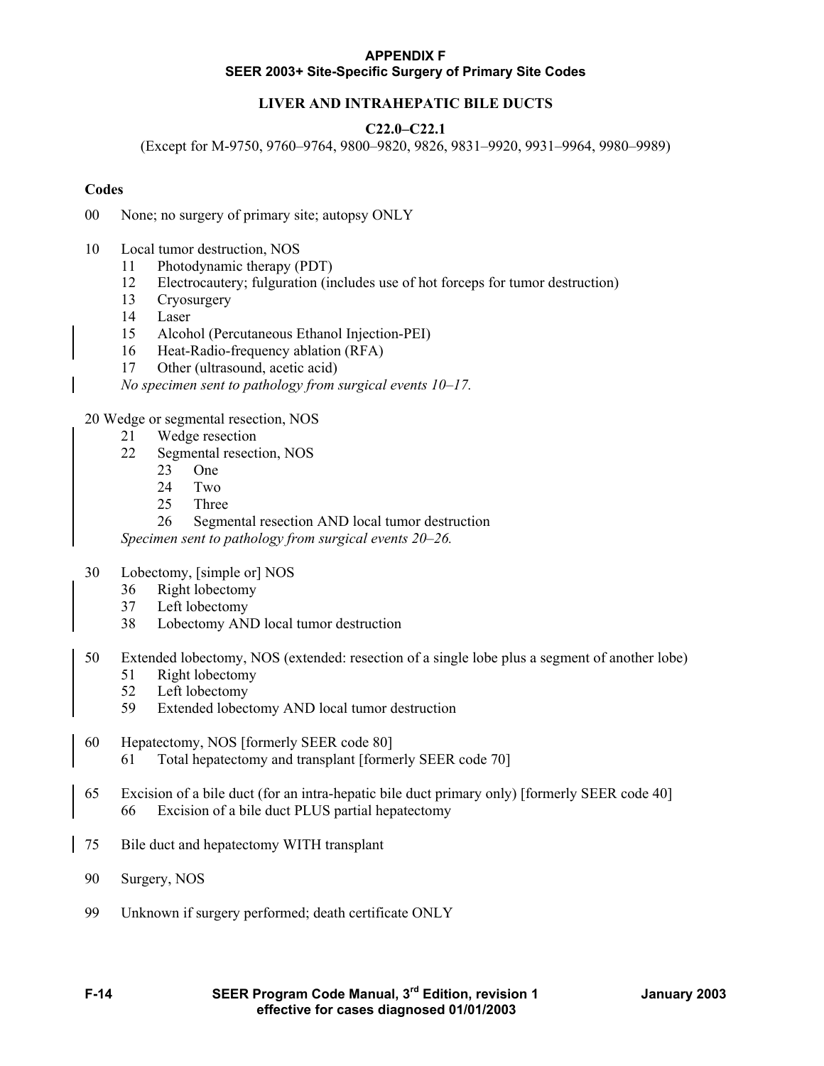**APPENDIX F**
**SEER 2003+ Site-Specific Surgery of Primary Site Codes**

## LIVER AND INTRAHEPATIC BILE DUCTS

### C22.0–C22.1

(Except for M-9750, 9760–9764, 9800–9820, 9826, 9831–9920, 9931–9964, 9980–9989)

**Codes**

00 None; no surgery of primary site; autopsy ONLY

10 Local tumor destruction, NOS
- 11 Photodynamic therapy (PDT)
- 12 Electrocautery; fulguration (includes use of hot forceps for tumor destruction)
- 13 Cryosurgery
- 14 Laser
- 15 Alcohol (Percutaneous Ethanol Injection-PEI)
- 16 Heat-Radio-frequency ablation (RFA)
- 17 Other (ultrasound, acetic acid)

*No specimen sent to pathology from surgical events 10–17.*

20 Wedge or segmental resection, NOS
- 21 Wedge resection
- 22 Segmental resection, NOS
  - 23 One
  - 24 Two
  - 25 Three
  - 26 Segmental resection AND local tumor destruction

*Specimen sent to pathology from surgical events 20–26.*

30 Lobectomy, [simple or] NOS
- 36 Right lobectomy
- 37 Left lobectomy
- 38 Lobectomy AND local tumor destruction

50 Extended lobectomy, NOS (extended: resection of a single lobe plus a segment of another lobe)
- 51 Right lobectomy
- 52 Left lobectomy
- 59 Extended lobectomy AND local tumor destruction

60 Hepatectomy, NOS [formerly SEER code 80]
- 61 Total hepatectomy and transplant [formerly SEER code 70]

65 Excision of a bile duct (for an intra-hepatic bile duct primary only) [formerly SEER code 40]
- 66 Excision of a bile duct PLUS partial hepatectomy

75 Bile duct and hepatectomy WITH transplant

90 Surgery, NOS

99 Unknown if surgery performed; death certificate ONLY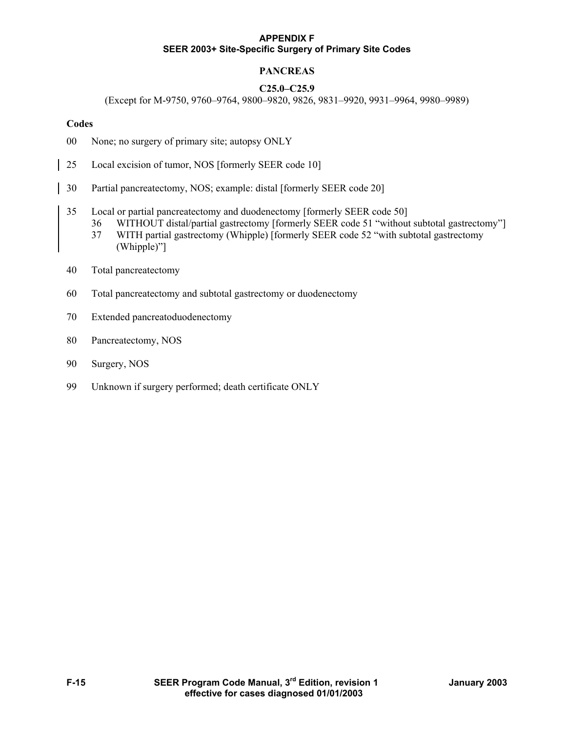**APPENDIX F**
**SEER 2003+ Site-Specific Surgery of Primary Site Codes**

## PANCREAS

### C25.0–C25.9

(Except for M-9750, 9760–9764, 9800–9820, 9826, 9831–9920, 9931–9964, 9980–9989)

**Codes**

00 None; no surgery of primary site; autopsy ONLY

25 Local excision of tumor, NOS [formerly SEER code 10]

30 Partial pancreatectomy, NOS; example: distal [formerly SEER code 20]

35 Local or partial pancreatectomy and duodenectomy [formerly SEER code 50]
- 36 WITHOUT distal/partial gastrectomy [formerly SEER code 51 "without subtotal gastrectomy"]
- 37 WITH partial gastrectomy (Whipple) [formerly SEER code 52 "with subtotal gastrectomy (Whipple)"]

40 Total pancreatectomy

60 Total pancreatectomy and subtotal gastrectomy or duodenectomy

70 Extended pancreatoduodenectomy

80 Pancreatectomy, NOS

90 Surgery, NOS

99 Unknown if surgery performed; death certificate ONLY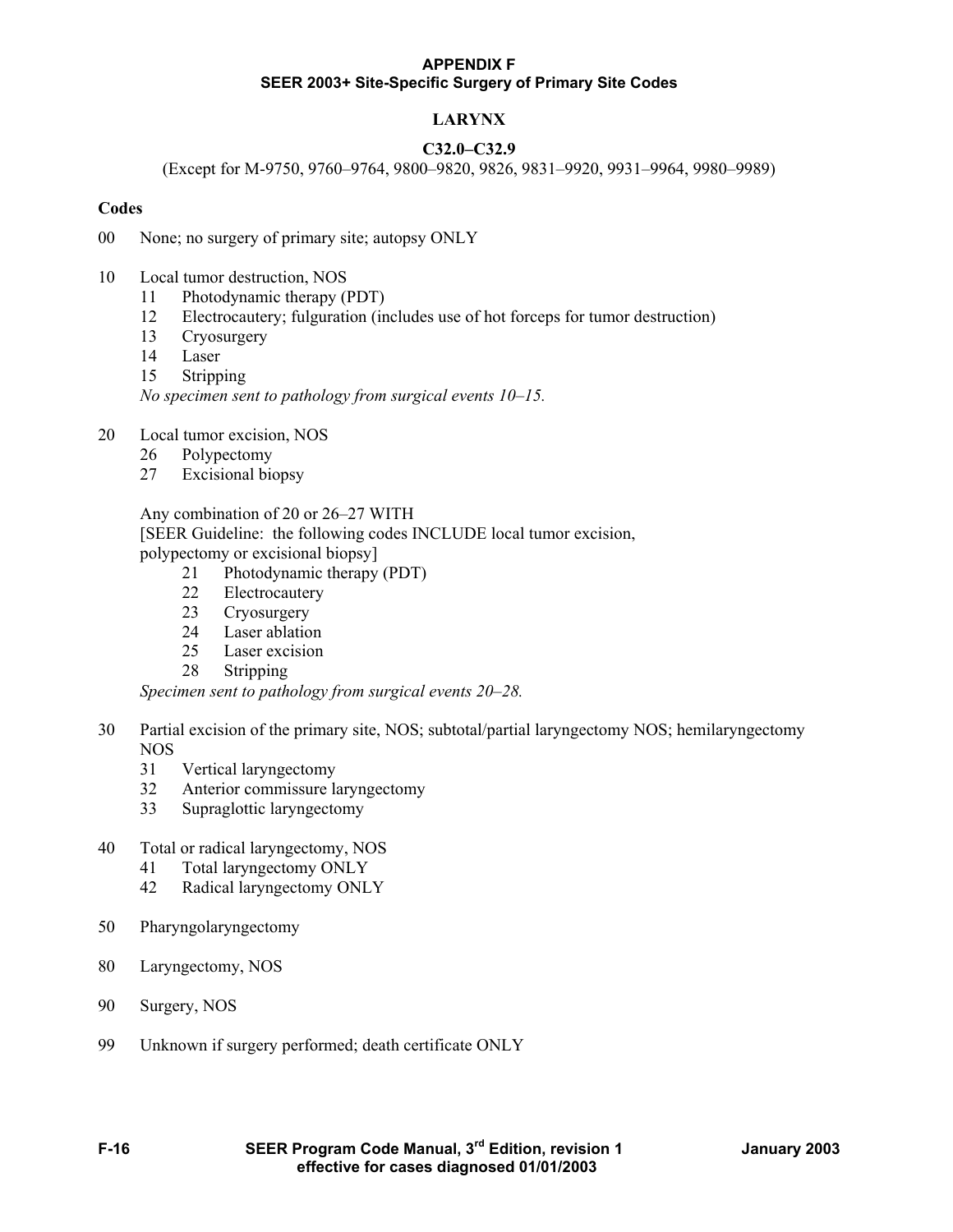**APPENDIX F**
**SEER 2003+ Site-Specific Surgery of Primary Site Codes**

## LARYNX

### C32.0–C32.9

(Except for M-9750, 9760–9764, 9800–9820, 9826, 9831–9920, 9931–9964, 9980–9989)

**Codes**

00 None; no surgery of primary site; autopsy ONLY

10 Local tumor destruction, NOS
- 11 Photodynamic therapy (PDT)
- 12 Electrocautery; fulguration (includes use of hot forceps for tumor destruction)
- 13 Cryosurgery
- 14 Laser
- 15 Stripping

*No specimen sent to pathology from surgical events 10–15.*

20 Local tumor excision, NOS
- 26 Polypectomy
- 27 Excisional biopsy

Any combination of 20 or 26–27 WITH
[SEER Guideline: the following codes INCLUDE local tumor excision, polypectomy or excisional biopsy]
- 21 Photodynamic therapy (PDT)
- 22 Electrocautery
- 23 Cryosurgery
- 24 Laser ablation
- 25 Laser excision
- 28 Stripping

*Specimen sent to pathology from surgical events 20–28.*

30 Partial excision of the primary site, NOS; subtotal/partial laryngectomy NOS; hemilaryngectomy NOS
- 31 Vertical laryngectomy
- 32 Anterior commissure laryngectomy
- 33 Supraglottic laryngectomy

40 Total or radical laryngectomy, NOS
- 41 Total laryngectomy ONLY
- 42 Radical laryngectomy ONLY

50 Pharyngolaryngectomy

80 Laryngectomy, NOS

90 Surgery, NOS

99 Unknown if surgery performed; death certificate ONLY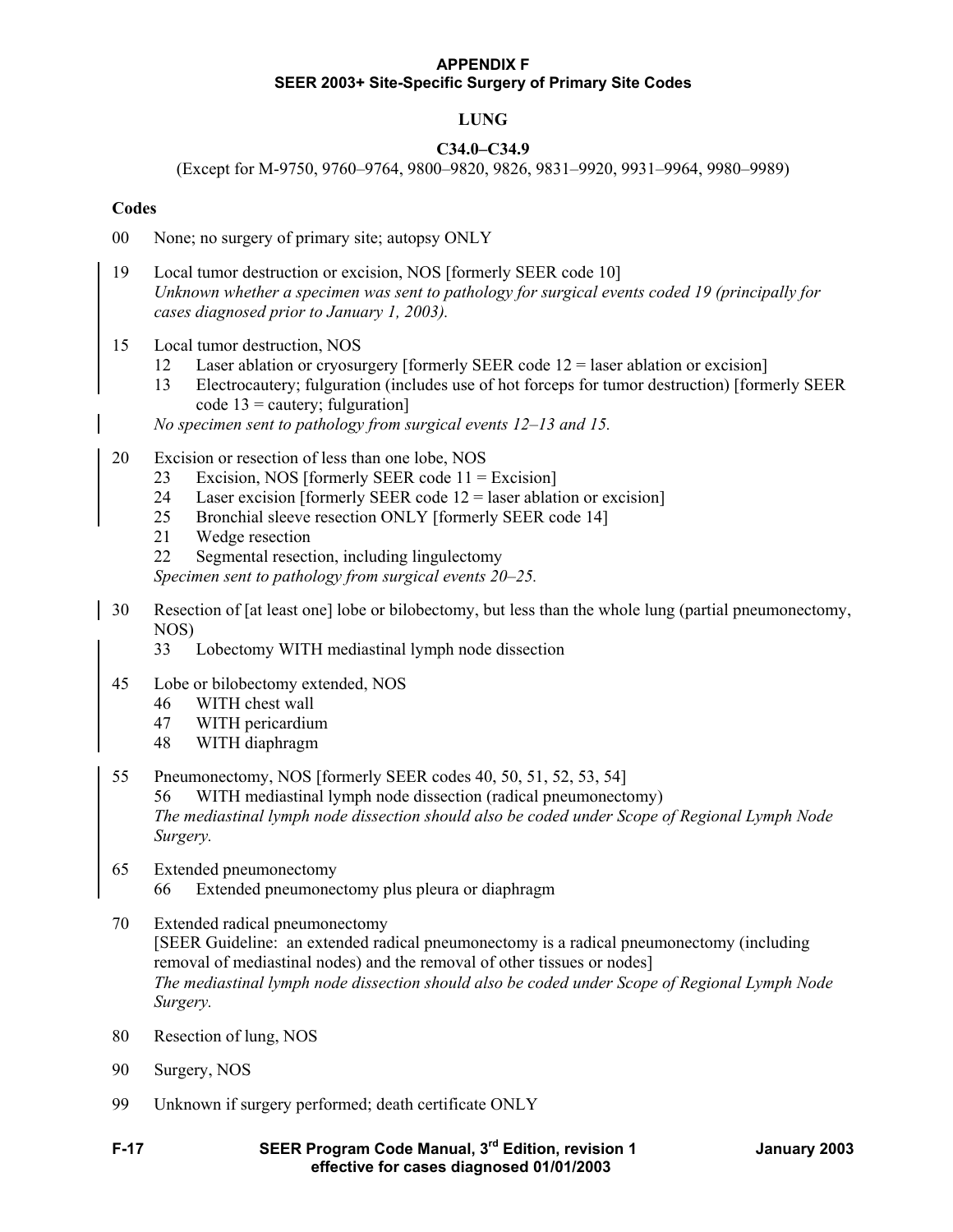**APPENDIX F**
**SEER 2003+ Site-Specific Surgery of Primary Site Codes**

## LUNG

### C34.0–C34.9

(Except for M-9750, 9760–9764, 9800–9820, 9826, 9831–9920, 9931–9964, 9980–9989)

**Codes**

00 None; no surgery of primary site; autopsy ONLY

19 Local tumor destruction or excision, NOS [formerly SEER code 10]
*Unknown whether a specimen was sent to pathology for surgical events coded 19 (principally for cases diagnosed prior to January 1, 2003).*

15 Local tumor destruction, NOS
- 12 Laser ablation or cryosurgery [formerly SEER code 12 = laser ablation or excision]
- 13 Electrocautery; fulguration (includes use of hot forceps for tumor destruction) [formerly SEER code 13 = cautery; fulguration]

*No specimen sent to pathology from surgical events 12–13 and 15.*

20 Excision or resection of less than one lobe, NOS
- 23 Excision, NOS [formerly SEER code 11 = Excision]
- 24 Laser excision [formerly SEER code 12 = laser ablation or excision]
- 25 Bronchial sleeve resection ONLY [formerly SEER code 14]
- 21 Wedge resection
- 22 Segmental resection, including lingulectomy

*Specimen sent to pathology from surgical events 20–25.*

30 Resection of [at least one] lobe or bilobectomy, but less than the whole lung (partial pneumonectomy, NOS)
- 33 Lobectomy WITH mediastinal lymph node dissection

45 Lobe or bilobectomy extended, NOS
- 46 WITH chest wall
- 47 WITH pericardium
- 48 WITH diaphragm

55 Pneumonectomy, NOS [formerly SEER codes 40, 50, 51, 52, 53, 54]
- 56 WITH mediastinal lymph node dissection (radical pneumonectomy)

*The mediastinal lymph node dissection should also be coded under Scope of Regional Lymph Node Surgery.*

65 Extended pneumonectomy
- 66 Extended pneumonectomy plus pleura or diaphragm

70 Extended radical pneumonectomy
[SEER Guideline: an extended radical pneumonectomy is a radical pneumonectomy (including removal of mediastinal nodes) and the removal of other tissues or nodes]
*The mediastinal lymph node dissection should also be coded under Scope of Regional Lymph Node Surgery.*

80 Resection of lung, NOS

90 Surgery, NOS

99 Unknown if surgery performed; death certificate ONLY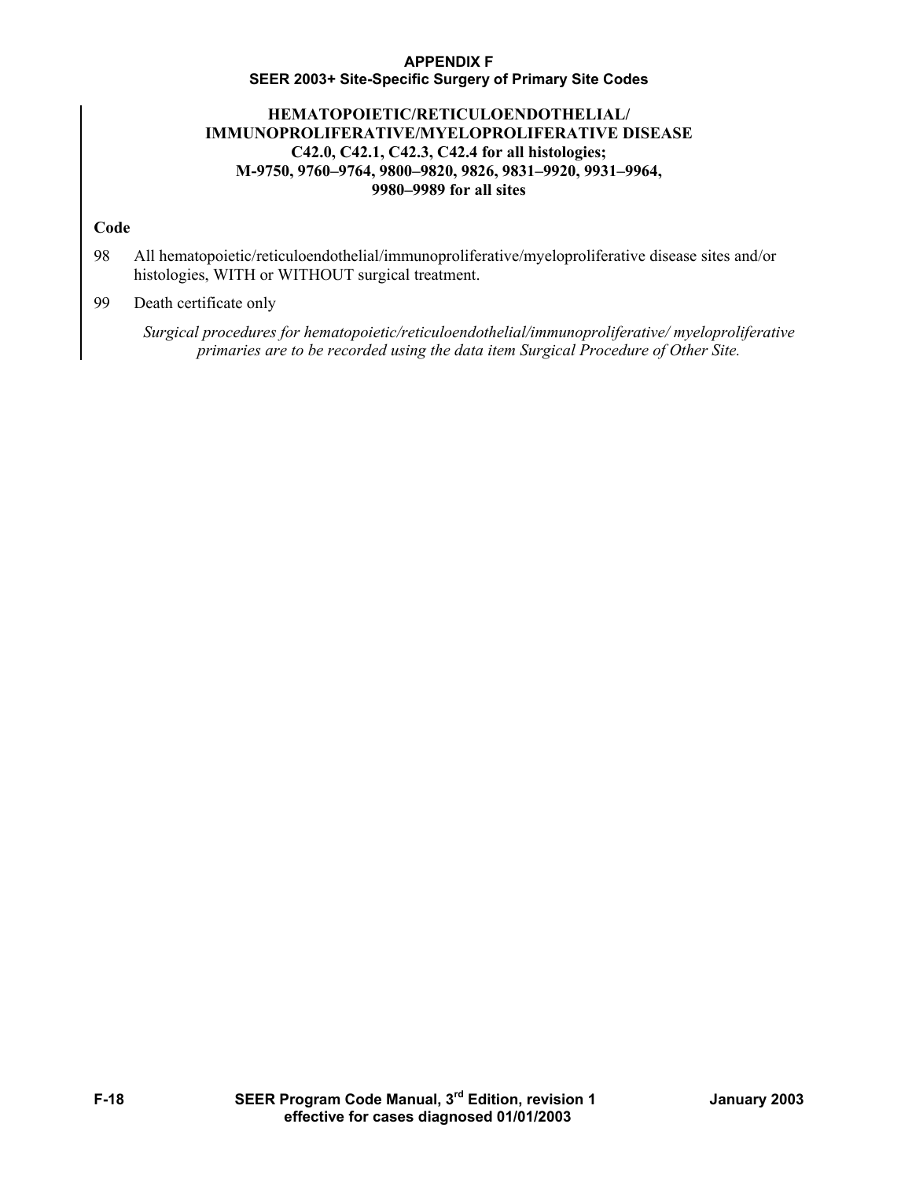**APPENDIX F**
**SEER 2003+ Site-Specific Surgery of Primary Site Codes**

## HEMATOPOIETIC/RETICULOENDOTHELIAL/ IMMUNOPROLIFERATIVE/MYELOPROLIFERATIVE DISEASE C42.0, C42.1, C42.3, C42.4 for all histologies; M-9750, 9760–9764, 9800–9820, 9826, 9831–9920, 9931–9964, 9980–9989 for all sites

**Code**

98 All hematopoietic/reticuloendothelial/immunoproliferative/myeloproliferative disease sites and/or histologies, WITH or WITHOUT surgical treatment.

99 Death certificate only

*Surgical procedures for hematopoietic/reticuloendothelial/immunoproliferative/ myeloproliferative primaries are to be recorded using the data item Surgical Procedure of Other Site.*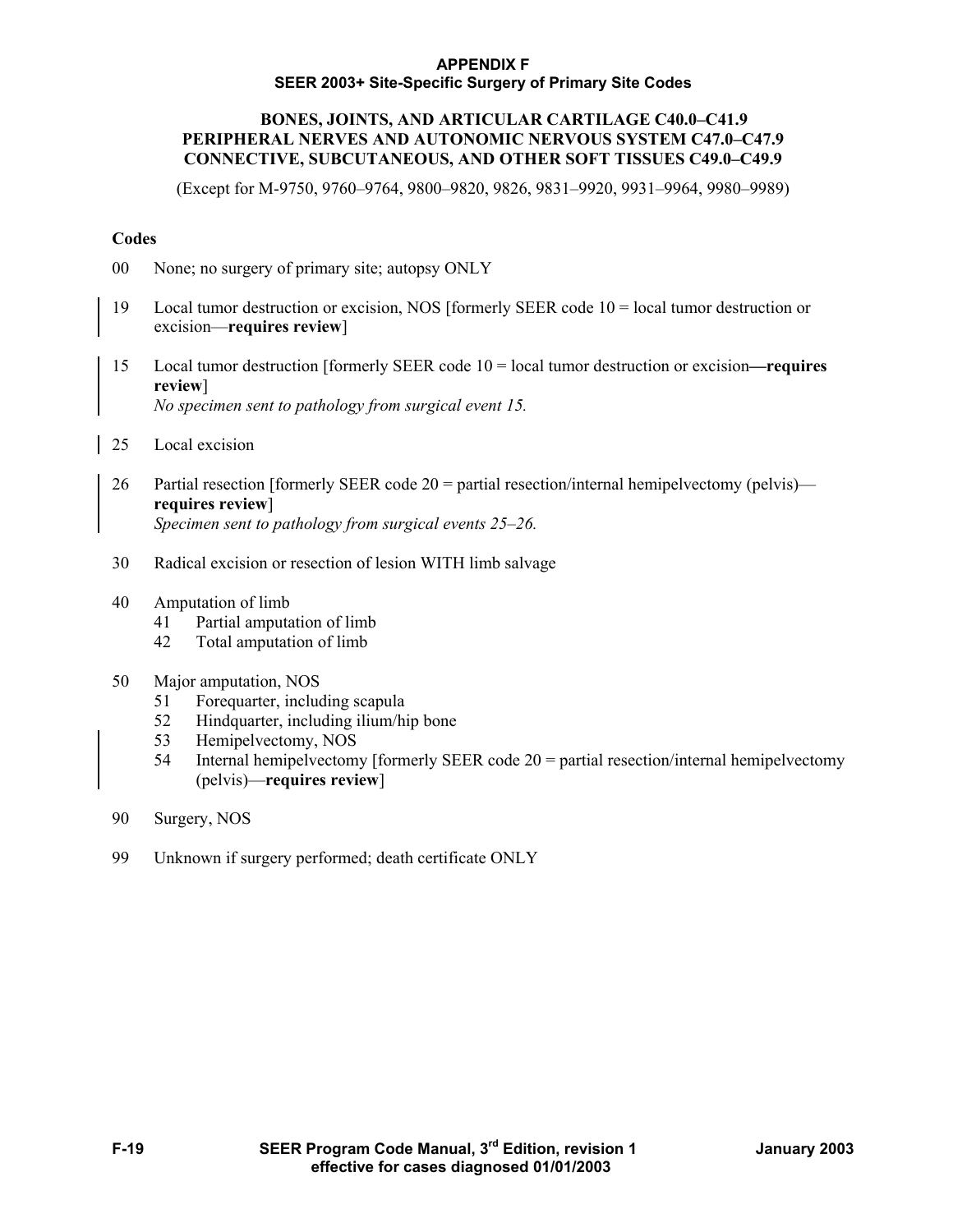**APPENDIX F**
**SEER 2003+ Site-Specific Surgery of Primary Site Codes**

## BONES, JOINTS, AND ARTICULAR CARTILAGE C40.0–C41.9
## PERIPHERAL NERVES AND AUTONOMIC NERVOUS SYSTEM C47.0–C47.9
## CONNECTIVE, SUBCUTANEOUS, AND OTHER SOFT TISSUES C49.0–C49.9

(Except for M-9750, 9760–9764, 9800–9820, 9826, 9831–9920, 9931–9964, 9980–9989)

**Codes**

00 None; no surgery of primary site; autopsy ONLY

19 Local tumor destruction or excision, NOS [formerly SEER code 10 = local tumor destruction or excision—**requires review**]

15 Local tumor destruction [formerly SEER code 10 = local tumor destruction or excision**—requires review**]
*No specimen sent to pathology from surgical event 15.*

25 Local excision

26 Partial resection [formerly SEER code 20 = partial resection/internal hemipelvectomy (pelvis)—**requires review**]
*Specimen sent to pathology from surgical events 25–26.*

30 Radical excision or resection of lesion WITH limb salvage

40 Amputation of limb
- 41 Partial amputation of limb
- 42 Total amputation of limb

50 Major amputation, NOS
- 51 Forequarter, including scapula
- 52 Hindquarter, including ilium/hip bone
- 53 Hemipelvectomy, NOS
- 54 Internal hemipelvectomy [formerly SEER code 20 = partial resection/internal hemipelvectomy (pelvis)—**requires review**]

90 Surgery, NOS

99 Unknown if surgery performed; death certificate ONLY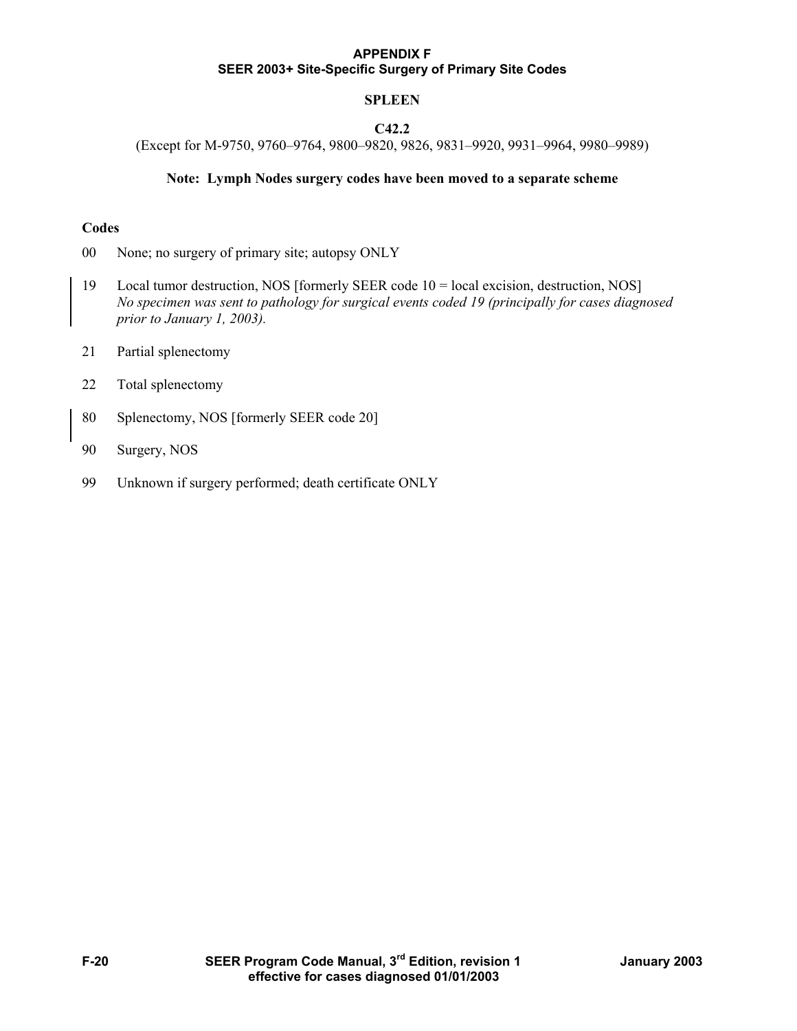# APPENDIX F

## SEER 2003+ Site-Specific Surgery of Primary Site Codes

### SPLEEN

**C42.2**

(Except for M-9750, 9760–9764, 9800–9820, 9826, 9831–9920, 9931–9964, 9980–9989)

**Note: Lymph Nodes surgery codes have been moved to a separate scheme**

**Codes**

00 None; no surgery of primary site; autopsy ONLY

19 Local tumor destruction, NOS [formerly SEER code 10 = local excision, destruction, NOS]
*No specimen was sent to pathology for surgical events coded 19 (principally for cases diagnosed prior to January 1, 2003).*

21 Partial splenectomy

22 Total splenectomy

80 Splenectomy, NOS [formerly SEER code 20]

90 Surgery, NOS

99 Unknown if surgery performed; death certificate ONLY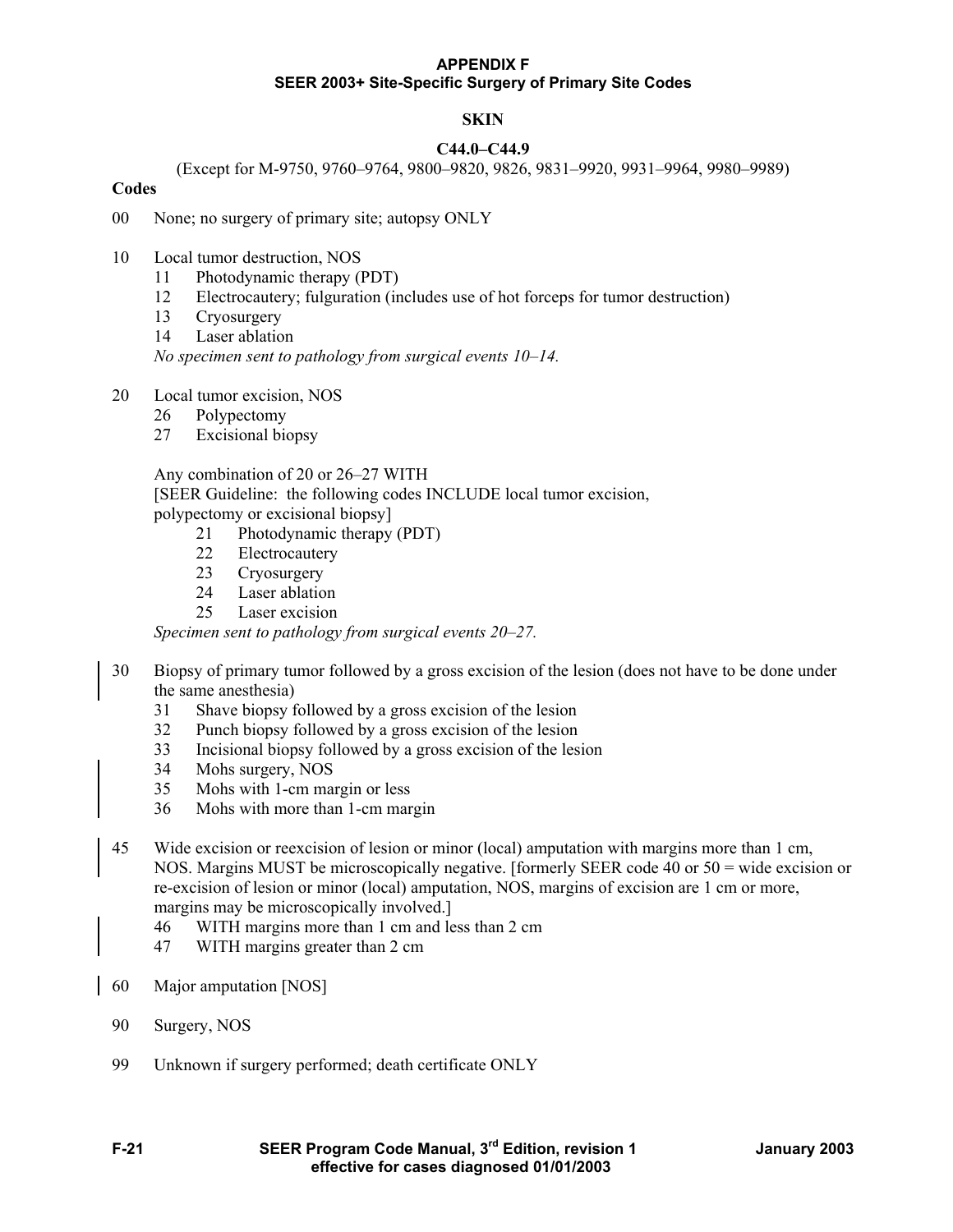**APPENDIX F**
**SEER 2003+ Site-Specific Surgery of Primary Site Codes**

## SKIN

### C44.0–C44.9

(Except for M-9750, 9760–9764, 9800–9820, 9826, 9831–9920, 9931–9964, 9980–9989)

**Codes**

00 None; no surgery of primary site; autopsy ONLY

10 Local tumor destruction, NOS
  11 Photodynamic therapy (PDT)
  12 Electrocautery; fulguration (includes use of hot forceps for tumor destruction)
  13 Cryosurgery
  14 Laser ablation
  *No specimen sent to pathology from surgical events 10–14.*

20 Local tumor excision, NOS
  26 Polypectomy
  27 Excisional biopsy

  Any combination of 20 or 26–27 WITH
  [SEER Guideline: the following codes INCLUDE local tumor excision, polypectomy or excisional biopsy]
    21 Photodynamic therapy (PDT)
    22 Electrocautery
    23 Cryosurgery
    24 Laser ablation
    25 Laser excision
  *Specimen sent to pathology from surgical events 20–27.*

30 Biopsy of primary tumor followed by a gross excision of the lesion (does not have to be done under the same anesthesia)
  31 Shave biopsy followed by a gross excision of the lesion
  32 Punch biopsy followed by a gross excision of the lesion
  33 Incisional biopsy followed by a gross excision of the lesion
  34 Mohs surgery, NOS
  35 Mohs with 1-cm margin or less
  36 Mohs with more than 1-cm margin

45 Wide excision or reexcision of lesion or minor (local) amputation with margins more than 1 cm, NOS. Margins MUST be microscopically negative. [formerly SEER code 40 or 50 = wide excision or re-excision of lesion or minor (local) amputation, NOS, margins of excision are 1 cm or more, margins may be microscopically involved.]
  46 WITH margins more than 1 cm and less than 2 cm
  47 WITH margins greater than 2 cm

60 Major amputation [NOS]

90 Surgery, NOS

99 Unknown if surgery performed; death certificate ONLY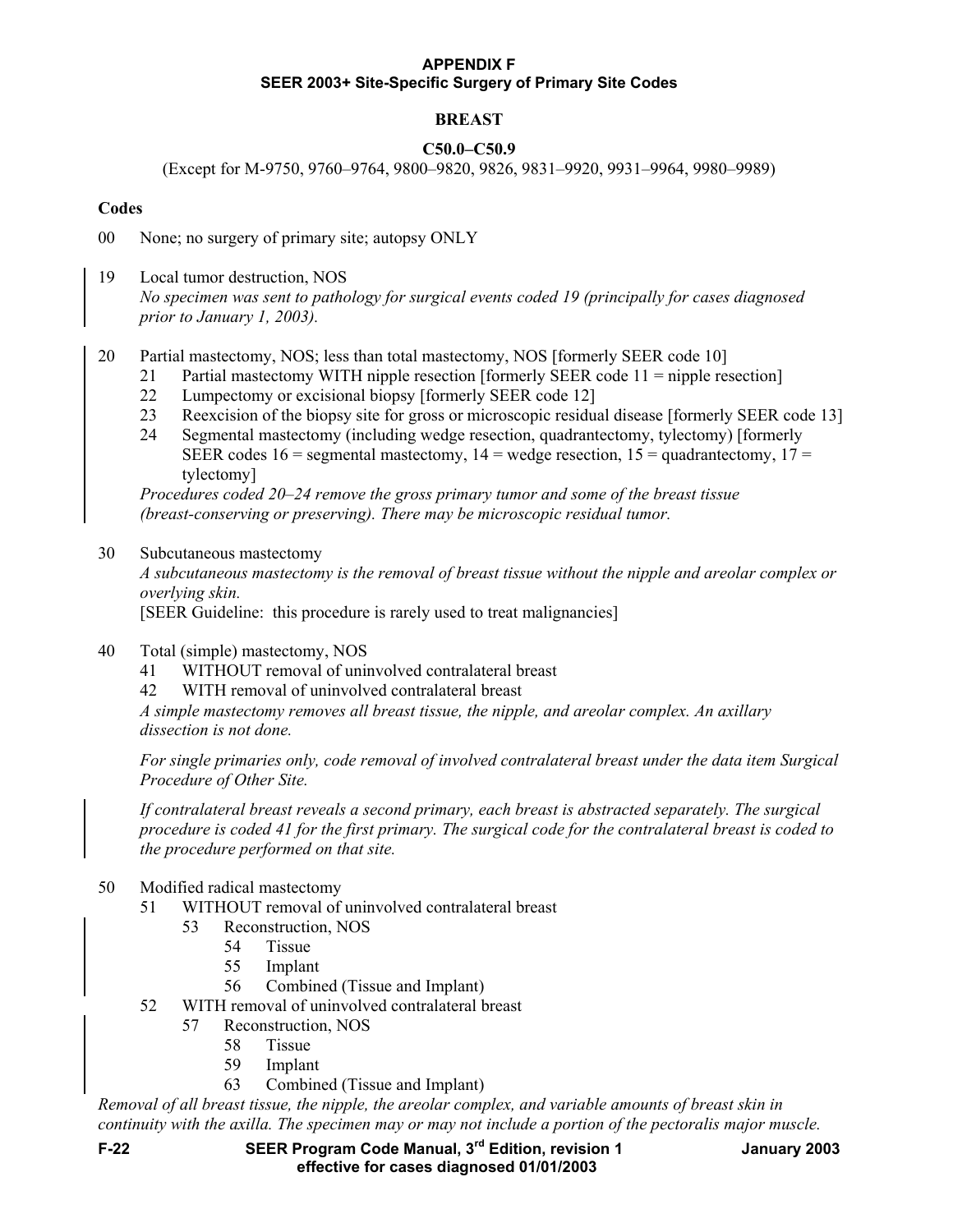**APPENDIX F**
**SEER 2003+ Site-Specific Surgery of Primary Site Codes**

# BREAST

## C50.0–C50.9

(Except for M-9750, 9760–9764, 9800–9820, 9826, 9831–9920, 9931–9964, 9980–9989)

### Codes

00 None; no surgery of primary site; autopsy ONLY

19 Local tumor destruction, NOS
*No specimen was sent to pathology for surgical events coded 19 (principally for cases diagnosed prior to January 1, 2003).*

20 Partial mastectomy, NOS; less than total mastectomy, NOS [formerly SEER code 10]
- 21 Partial mastectomy WITH nipple resection [formerly SEER code 11 = nipple resection]
- 22 Lumpectomy or excisional biopsy [formerly SEER code 12]
- 23 Reexcision of the biopsy site for gross or microscopic residual disease [formerly SEER code 13]
- 24 Segmental mastectomy (including wedge resection, quadrantectomy, tylectomy) [formerly SEER codes 16 = segmental mastectomy, 14 = wedge resection, 15 = quadrantectomy, 17 = tylectomy]

*Procedures coded 20–24 remove the gross primary tumor and some of the breast tissue (breast-conserving or preserving). There may be microscopic residual tumor.*

30 Subcutaneous mastectomy
*A subcutaneous mastectomy is the removal of breast tissue without the nipple and areolar complex or overlying skin.*
[SEER Guideline: this procedure is rarely used to treat malignancies]

40 Total (simple) mastectomy, NOS
- 41 WITHOUT removal of uninvolved contralateral breast
- 42 WITH removal of uninvolved contralateral breast

*A simple mastectomy removes all breast tissue, the nipple, and areolar complex. An axillary dissection is not done.*

*For single primaries only, code removal of involved contralateral breast under the data item Surgical Procedure of Other Site.*

*If contralateral breast reveals a second primary, each breast is abstracted separately. The surgical procedure is coded 41 for the first primary. The surgical code for the contralateral breast is coded to the procedure performed on that site.*

50 Modified radical mastectomy
- 51 WITHOUT removal of uninvolved contralateral breast
  - 53 Reconstruction, NOS
    - 54 Tissue
    - 55 Implant
    - 56 Combined (Tissue and Implant)
- 52 WITH removal of uninvolved contralateral breast
  - 57 Reconstruction, NOS
    - 58 Tissue
    - 59 Implant
    - 63 Combined (Tissue and Implant)

*Removal of all breast tissue, the nipple, the areolar complex, and variable amounts of breast skin in continuity with the axilla. The specimen may or may not include a portion of the pectoralis major muscle.*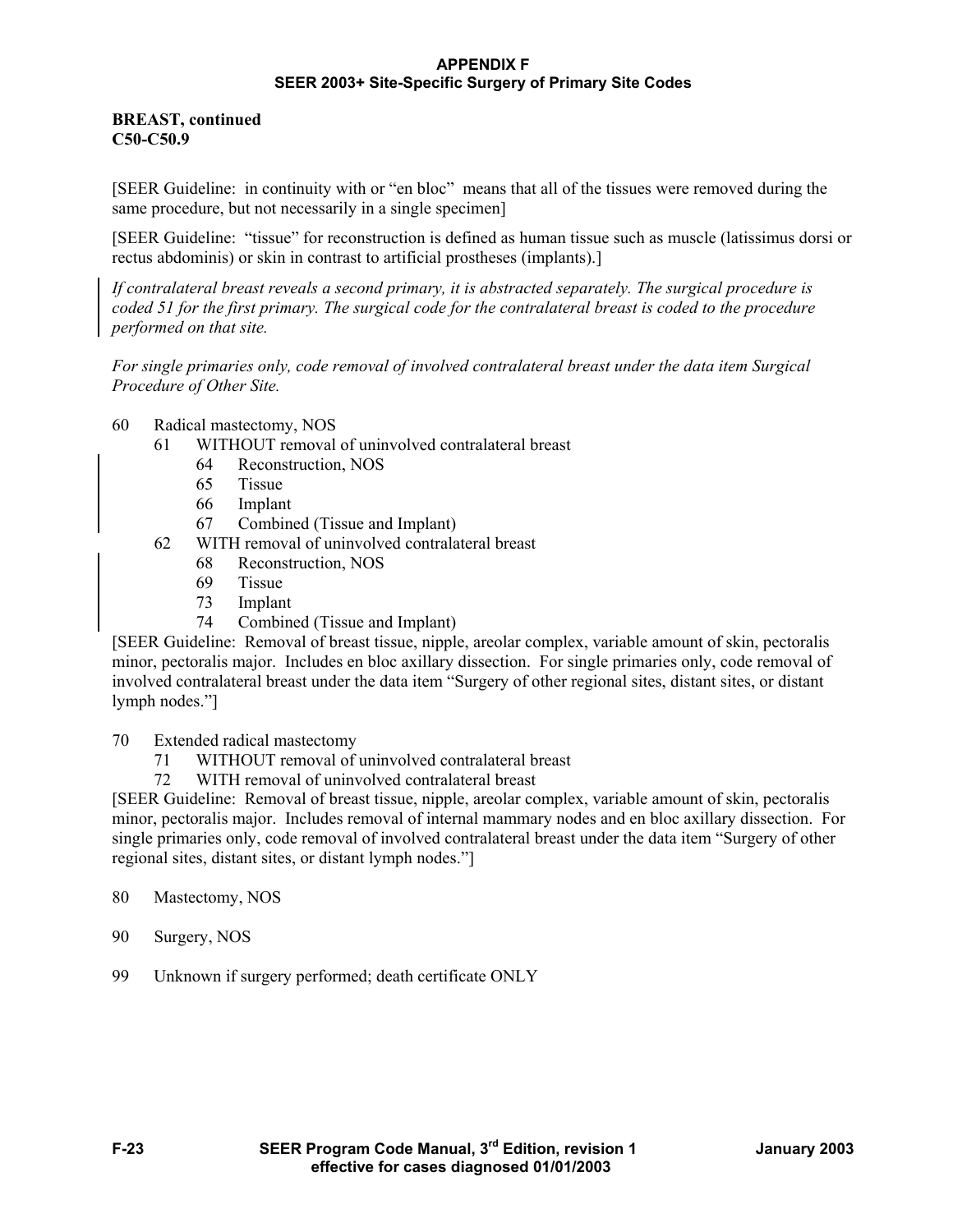**BREAST, continued**
**C50-C50.9**

[SEER Guideline: in continuity with or "en bloc" means that all of the tissues were removed during the same procedure, but not necessarily in a single specimen]

[SEER Guideline: "tissue" for reconstruction is defined as human tissue such as muscle (latissimus dorsi or rectus abdominis) or skin in contrast to artificial prostheses (implants).]

*If contralateral breast reveals a second primary, it is abstracted separately. The surgical procedure is coded 51 for the first primary. The surgical code for the contralateral breast is coded to the procedure performed on that site.*

*For single primaries only, code removal of involved contralateral breast under the data item Surgical Procedure of Other Site.*

- 60 Radical mastectomy, NOS
  - 61 WITHOUT removal of uninvolved contralateral breast
    - 64 Reconstruction, NOS
    - 65 Tissue
    - 66 Implant
    - 67 Combined (Tissue and Implant)
  - 62 WITH removal of uninvolved contralateral breast
    - 68 Reconstruction, NOS
    - 69 Tissue
    - 73 Implant
    - 74 Combined (Tissue and Implant)

[SEER Guideline: Removal of breast tissue, nipple, areolar complex, variable amount of skin, pectoralis minor, pectoralis major. Includes en bloc axillary dissection. For single primaries only, code removal of involved contralateral breast under the data item "Surgery of other regional sites, distant sites, or distant lymph nodes."]

- 70 Extended radical mastectomy
  - 71 WITHOUT removal of uninvolved contralateral breast
  - 72 WITH removal of uninvolved contralateral breast

[SEER Guideline: Removal of breast tissue, nipple, areolar complex, variable amount of skin, pectoralis minor, pectoralis major. Includes removal of internal mammary nodes and en bloc axillary dissection. For single primaries only, code removal of involved contralateral breast under the data item "Surgery of other regional sites, distant sites, or distant lymph nodes."]

- 80 Mastectomy, NOS

- 90 Surgery, NOS

- 99 Unknown if surgery performed; death certificate ONLY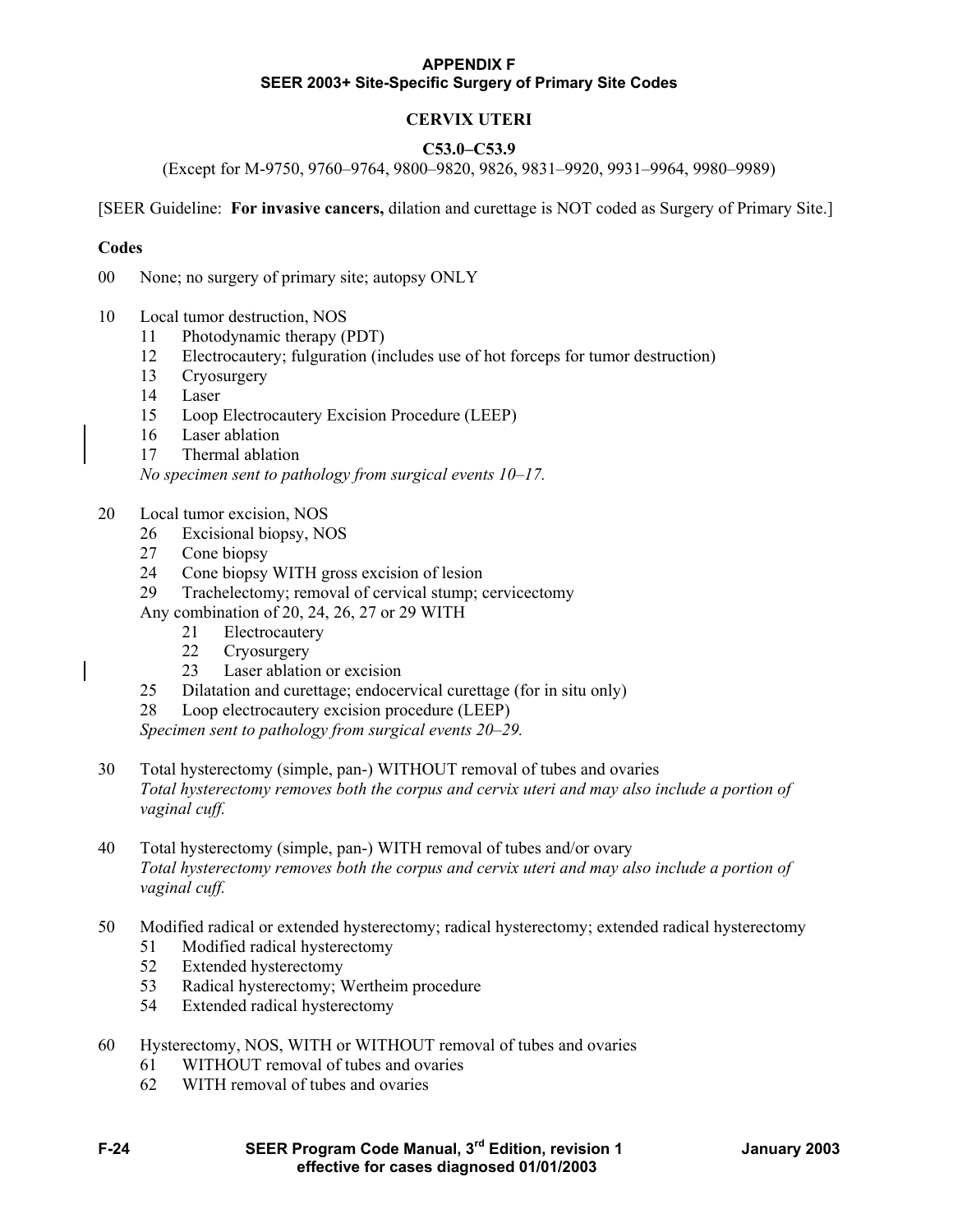**APPENDIX F**
**SEER 2003+ Site-Specific Surgery of Primary Site Codes**

## CERVIX UTERI

### C53.0–C53.9

(Except for M-9750, 9760–9764, 9800–9820, 9826, 9831–9920, 9931–9964, 9980–9989)

[SEER Guideline: **For invasive cancers,** dilation and curettage is NOT coded as Surgery of Primary Site.]

**Codes**

00 None; no surgery of primary site; autopsy ONLY

10 Local tumor destruction, NOS
- 11 Photodynamic therapy (PDT)
- 12 Electrocautery; fulguration (includes use of hot forceps for tumor destruction)
- 13 Cryosurgery
- 14 Laser
- 15 Loop Electrocautery Excision Procedure (LEEP)
- 16 Laser ablation
- 17 Thermal ablation

*No specimen sent to pathology from surgical events 10–17.*

20 Local tumor excision, NOS
- 26 Excisional biopsy, NOS
- 27 Cone biopsy
- 24 Cone biopsy WITH gross excision of lesion
- 29 Trachelectomy; removal of cervical stump; cervicectomy

Any combination of 20, 24, 26, 27 or 29 WITH
- 21 Electrocautery
- 22 Cryosurgery
- 23 Laser ablation or excision

- 25 Dilatation and curettage; endocervical curettage (for in situ only)
- 28 Loop electrocautery excision procedure (LEEP)

*Specimen sent to pathology from surgical events 20–29.*

30 Total hysterectomy (simple, pan-) WITHOUT removal of tubes and ovaries
*Total hysterectomy removes both the corpus and cervix uteri and may also include a portion of vaginal cuff.*

40 Total hysterectomy (simple, pan-) WITH removal of tubes and/or ovary
*Total hysterectomy removes both the corpus and cervix uteri and may also include a portion of vaginal cuff.*

50 Modified radical or extended hysterectomy; radical hysterectomy; extended radical hysterectomy
- 51 Modified radical hysterectomy
- 52 Extended hysterectomy
- 53 Radical hysterectomy; Wertheim procedure
- 54 Extended radical hysterectomy

60 Hysterectomy, NOS, WITH or WITHOUT removal of tubes and ovaries
- 61 WITHOUT removal of tubes and ovaries
- 62 WITH removal of tubes and ovaries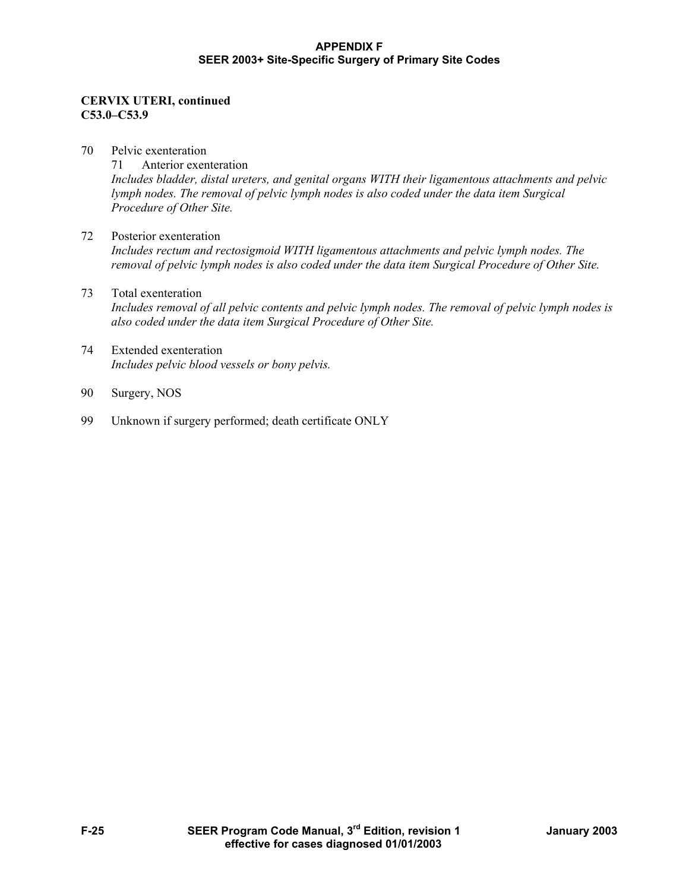**CERVIX UTERI, continued**
**C53.0–C53.9**

70 Pelvic exenteration

71 Anterior exenteration
*Includes bladder, distal ureters, and genital organs WITH their ligamentous attachments and pelvic lymph nodes. The removal of pelvic lymph nodes is also coded under the data item Surgical Procedure of Other Site.*

72 Posterior exenteration
*Includes rectum and rectosigmoid WITH ligamentous attachments and pelvic lymph nodes. The removal of pelvic lymph nodes is also coded under the data item Surgical Procedure of Other Site.*

73 Total exenteration
*Includes removal of all pelvic contents and pelvic lymph nodes. The removal of pelvic lymph nodes is also coded under the data item Surgical Procedure of Other Site.*

74 Extended exenteration
*Includes pelvic blood vessels or bony pelvis.*

90 Surgery, NOS

99 Unknown if surgery performed; death certificate ONLY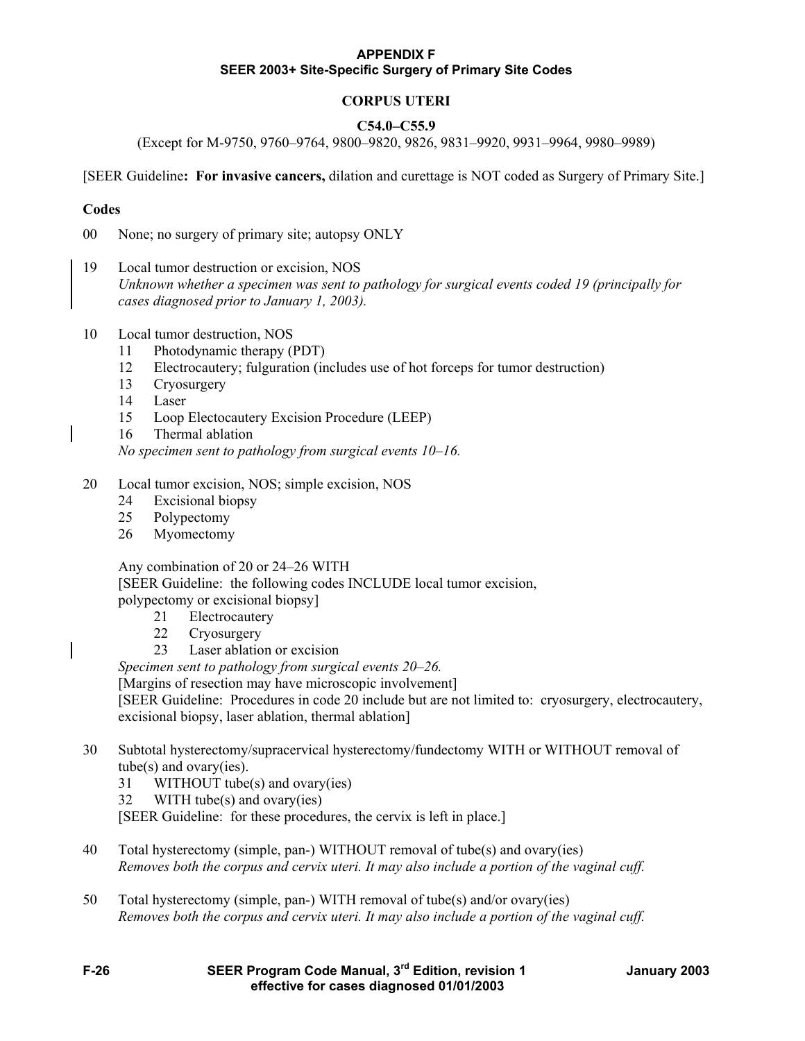**APPENDIX F**
**SEER 2003+ Site-Specific Surgery of Primary Site Codes**

## CORPUS UTERI

### C54.0–C55.9

(Except for M-9750, 9760–9764, 9800–9820, 9826, 9831–9920, 9931–9964, 9980–9989)

[SEER Guideline**: For invasive cancers,** dilation and curettage is NOT coded as Surgery of Primary Site.]

**Codes**

00 None; no surgery of primary site; autopsy ONLY

19 Local tumor destruction or excision, NOS
*Unknown whether a specimen was sent to pathology for surgical events coded 19 (principally for cases diagnosed prior to January 1, 2003).*

10 Local tumor destruction, NOS
- 11 Photodynamic therapy (PDT)
- 12 Electrocautery; fulguration (includes use of hot forceps for tumor destruction)
- 13 Cryosurgery
- 14 Laser
- 15 Loop Electocautery Excision Procedure (LEEP)
- 16 Thermal ablation

*No specimen sent to pathology from surgical events 10–16.*

20 Local tumor excision, NOS; simple excision, NOS
- 24 Excisional biopsy
- 25 Polypectomy
- 26 Myomectomy

Any combination of 20 or 24–26 WITH
[SEER Guideline: the following codes INCLUDE local tumor excision, polypectomy or excisional biopsy]
- 21 Electrocautery
- 22 Cryosurgery
- 23 Laser ablation or excision

*Specimen sent to pathology from surgical events 20–26.*
[Margins of resection may have microscopic involvement]
[SEER Guideline: Procedures in code 20 include but are not limited to: cryosurgery, electrocautery, excisional biopsy, laser ablation, thermal ablation]

30 Subtotal hysterectomy/supracervical hysterectomy/fundectomy WITH or WITHOUT removal of tube(s) and ovary(ies).
- 31 WITHOUT tube(s) and ovary(ies)
- 32 WITH tube(s) and ovary(ies)

[SEER Guideline: for these procedures, the cervix is left in place.]

40 Total hysterectomy (simple, pan-) WITHOUT removal of tube(s) and ovary(ies)
*Removes both the corpus and cervix uteri. It may also include a portion of the vaginal cuff.*

50 Total hysterectomy (simple, pan-) WITH removal of tube(s) and/or ovary(ies)
*Removes both the corpus and cervix uteri. It may also include a portion of the vaginal cuff.*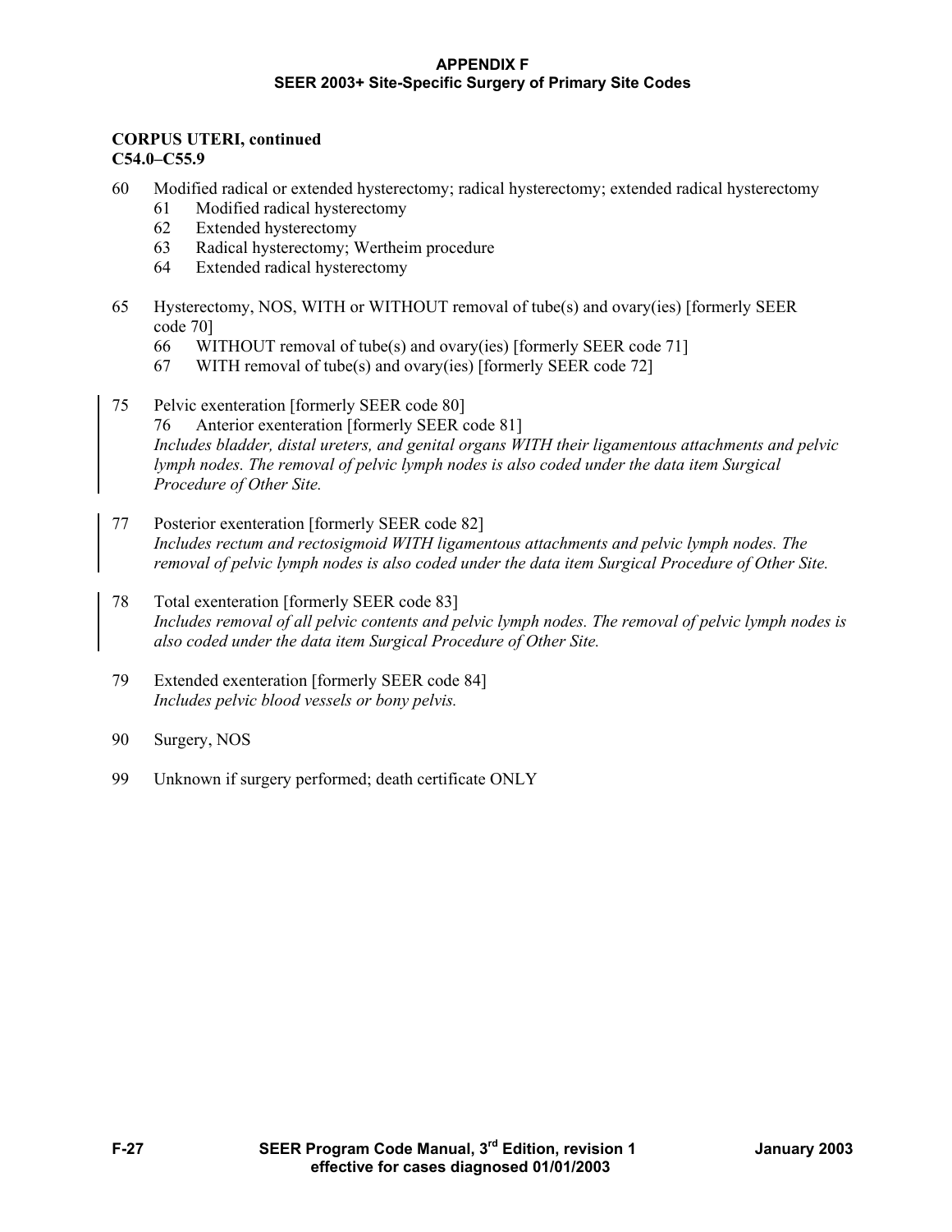## CORPUS UTERI, continued
**C54.0–C55.9**

60 Modified radical or extended hysterectomy; radical hysterectomy; extended radical hysterectomy
- 61 Modified radical hysterectomy
- 62 Extended hysterectomy
- 63 Radical hysterectomy; Wertheim procedure
- 64 Extended radical hysterectomy

65 Hysterectomy, NOS, WITH or WITHOUT removal of tube(s) and ovary(ies) [formerly SEER code 70]
- 66 WITHOUT removal of tube(s) and ovary(ies) [formerly SEER code 71]
- 67 WITH removal of tube(s) and ovary(ies) [formerly SEER code 72]

75 Pelvic exenteration [formerly SEER code 80]
- 76 Anterior exenteration [formerly SEER code 81]

*Includes bladder, distal ureters, and genital organs WITH their ligamentous attachments and pelvic lymph nodes. The removal of pelvic lymph nodes is also coded under the data item Surgical Procedure of Other Site.*

77 Posterior exenteration [formerly SEER code 82]
*Includes rectum and rectosigmoid WITH ligamentous attachments and pelvic lymph nodes. The removal of pelvic lymph nodes is also coded under the data item Surgical Procedure of Other Site.*

78 Total exenteration [formerly SEER code 83]
*Includes removal of all pelvic contents and pelvic lymph nodes. The removal of pelvic lymph nodes is also coded under the data item Surgical Procedure of Other Site.*

79 Extended exenteration [formerly SEER code 84]
*Includes pelvic blood vessels or bony pelvis.*

90 Surgery, NOS

99 Unknown if surgery performed; death certificate ONLY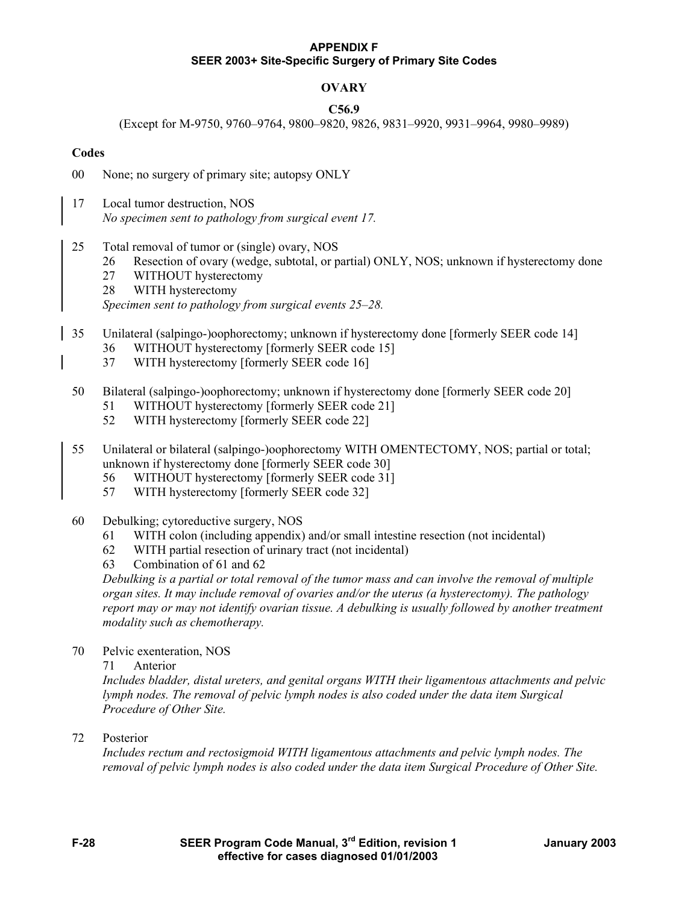**APPENDIX F**
**SEER 2003+ Site-Specific Surgery of Primary Site Codes**

# OVARY

## C56.9

(Except for M-9750, 9760–9764, 9800–9820, 9826, 9831–9920, 9931–9964, 9980–9989)

**Codes**

00 None; no surgery of primary site; autopsy ONLY

17 Local tumor destruction, NOS
*No specimen sent to pathology from surgical event 17.*

25 Total removal of tumor or (single) ovary, NOS
- 26 Resection of ovary (wedge, subtotal, or partial) ONLY, NOS; unknown if hysterectomy done
- 27 WITHOUT hysterectomy
- 28 WITH hysterectomy

*Specimen sent to pathology from surgical events 25–28.*

35 Unilateral (salpingo-)oophorectomy; unknown if hysterectomy done [formerly SEER code 14]
- 36 WITHOUT hysterectomy [formerly SEER code 15]
- 37 WITH hysterectomy [formerly SEER code 16]

50 Bilateral (salpingo-)oophorectomy; unknown if hysterectomy done [formerly SEER code 20]
- 51 WITHOUT hysterectomy [formerly SEER code 21]
- 52 WITH hysterectomy [formerly SEER code 22]

55 Unilateral or bilateral (salpingo-)oophorectomy WITH OMENTECTOMY, NOS; partial or total; unknown if hysterectomy done [formerly SEER code 30]
- 56 WITHOUT hysterectomy [formerly SEER code 31]
- 57 WITH hysterectomy [formerly SEER code 32]

60 Debulking; cytoreductive surgery, NOS
- 61 WITH colon (including appendix) and/or small intestine resection (not incidental)
- 62 WITH partial resection of urinary tract (not incidental)
- 63 Combination of 61 and 62

*Debulking is a partial or total removal of the tumor mass and can involve the removal of multiple organ sites. It may include removal of ovaries and/or the uterus (a hysterectomy). The pathology report may or may not identify ovarian tissue. A debulking is usually followed by another treatment modality such as chemotherapy.*

70 Pelvic exenteration, NOS
- 71 Anterior

*Includes bladder, distal ureters, and genital organs WITH their ligamentous attachments and pelvic lymph nodes. The removal of pelvic lymph nodes is also coded under the data item Surgical Procedure of Other Site.*

72 Posterior
*Includes rectum and rectosigmoid WITH ligamentous attachments and pelvic lymph nodes. The removal of pelvic lymph nodes is also coded under the data item Surgical Procedure of Other Site.*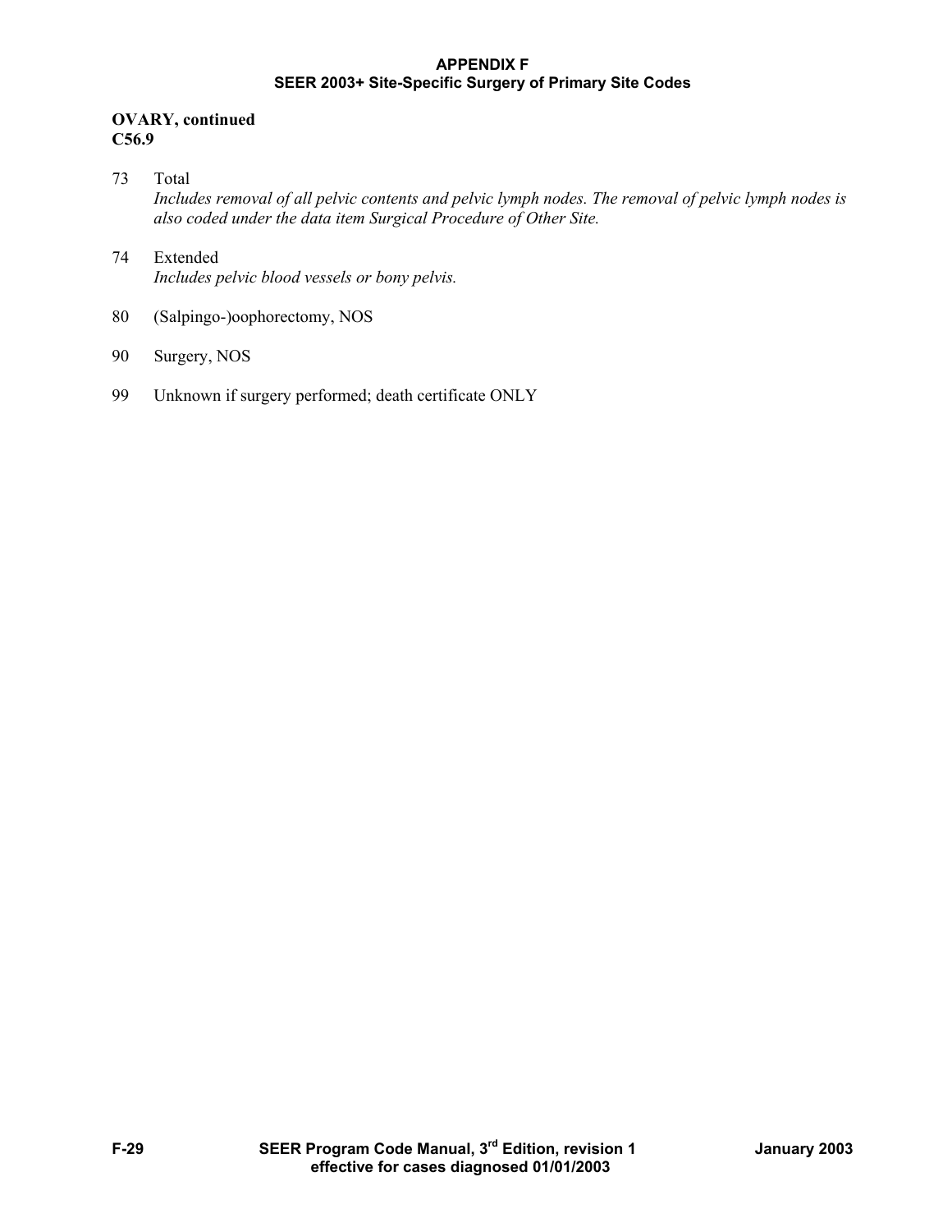**OVARY, continued**
**C56.9**

73 Total
*Includes removal of all pelvic contents and pelvic lymph nodes. The removal of pelvic lymph nodes is also coded under the data item Surgical Procedure of Other Site.*

74 Extended
*Includes pelvic blood vessels or bony pelvis.*

80 (Salpingo-)oophorectomy, NOS

90 Surgery, NOS

99 Unknown if surgery performed; death certificate ONLY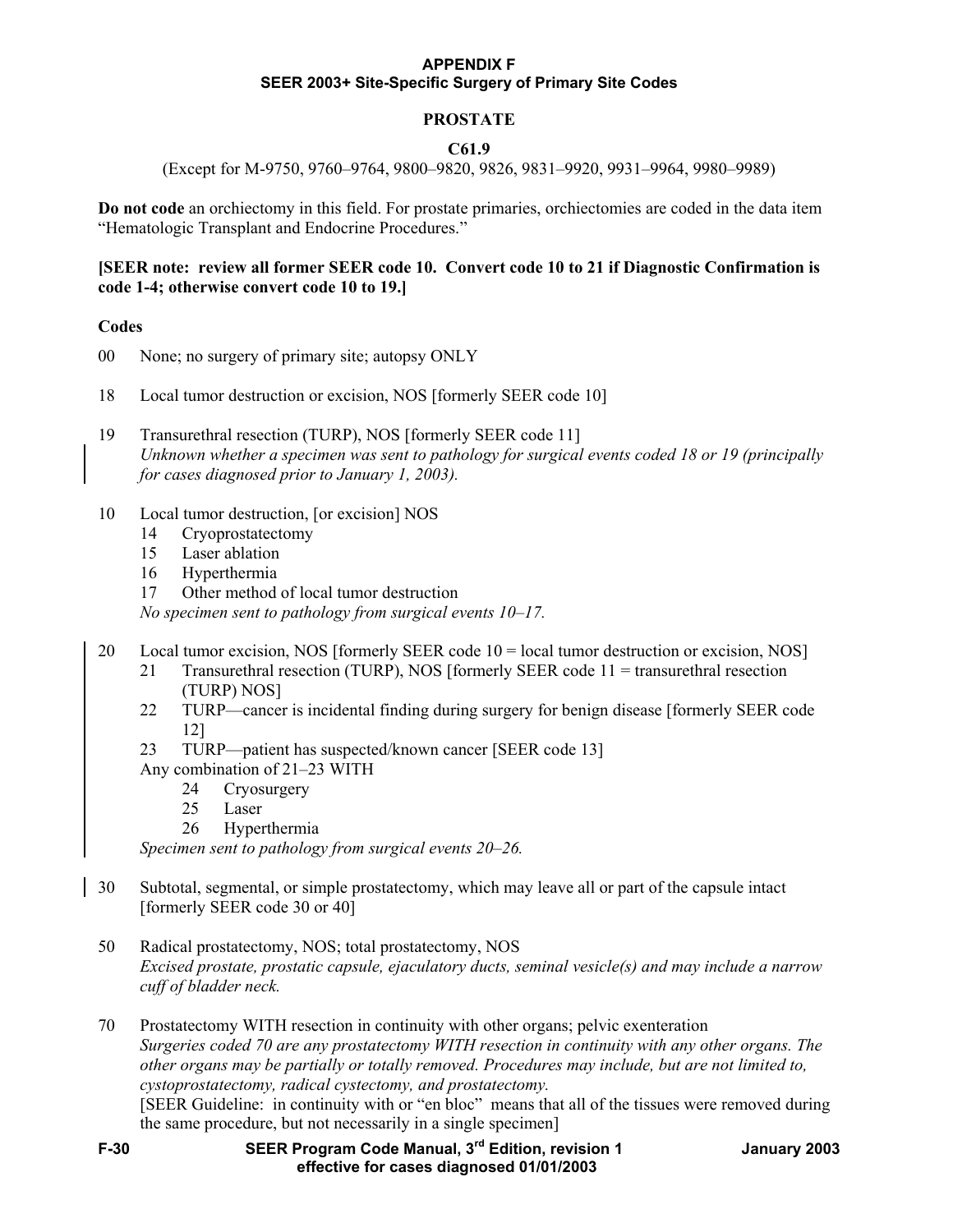**APPENDIX F**
**SEER 2003+ Site-Specific Surgery of Primary Site Codes**

# PROSTATE

**C61.9**

(Except for M-9750, 9760–9764, 9800–9820, 9826, 9831–9920, 9931–9964, 9980–9989)

**Do not code** an orchiectomy in this field. For prostate primaries, orchiectomies are coded in the data item "Hematologic Transplant and Endocrine Procedures."

**[SEER note: review all former SEER code 10. Convert code 10 to 21 if Diagnostic Confirmation is code 1-4; otherwise convert code 10 to 19.]**

**Codes**

00 None; no surgery of primary site; autopsy ONLY

18 Local tumor destruction or excision, NOS [formerly SEER code 10]

19 Transurethral resection (TURP), NOS [formerly SEER code 11]
*Unknown whether a specimen was sent to pathology for surgical events coded 18 or 19 (principally for cases diagnosed prior to January 1, 2003).*

10 Local tumor destruction, [or excision] NOS
- 14 Cryoprostatectomy
- 15 Laser ablation
- 16 Hyperthermia
- 17 Other method of local tumor destruction

*No specimen sent to pathology from surgical events 10–17.*

20 Local tumor excision, NOS [formerly SEER code 10 = local tumor destruction or excision, NOS]
- 21 Transurethral resection (TURP), NOS [formerly SEER code 11 = transurethral resection (TURP) NOS]
- 22 TURP—cancer is incidental finding during surgery for benign disease [formerly SEER code 12]
- 23 TURP—patient has suspected/known cancer [SEER code 13]

Any combination of 21–23 WITH
- 24 Cryosurgery
- 25 Laser
- 26 Hyperthermia

*Specimen sent to pathology from surgical events 20–26.*

30 Subtotal, segmental, or simple prostatectomy, which may leave all or part of the capsule intact [formerly SEER code 30 or 40]

50 Radical prostatectomy, NOS; total prostatectomy, NOS
*Excised prostate, prostatic capsule, ejaculatory ducts, seminal vesicle(s) and may include a narrow cuff of bladder neck.*

70 Prostatectomy WITH resection in continuity with other organs; pelvic exenteration
*Surgeries coded 70 are any prostatectomy WITH resection in continuity with any other organs. The other organs may be partially or totally removed. Procedures may include, but are not limited to, cystoprostatectomy, radical cystectomy, and prostatectomy.*
[SEER Guideline: in continuity with or "en bloc" means that all of the tissues were removed during the same procedure, but not necessarily in a single specimen]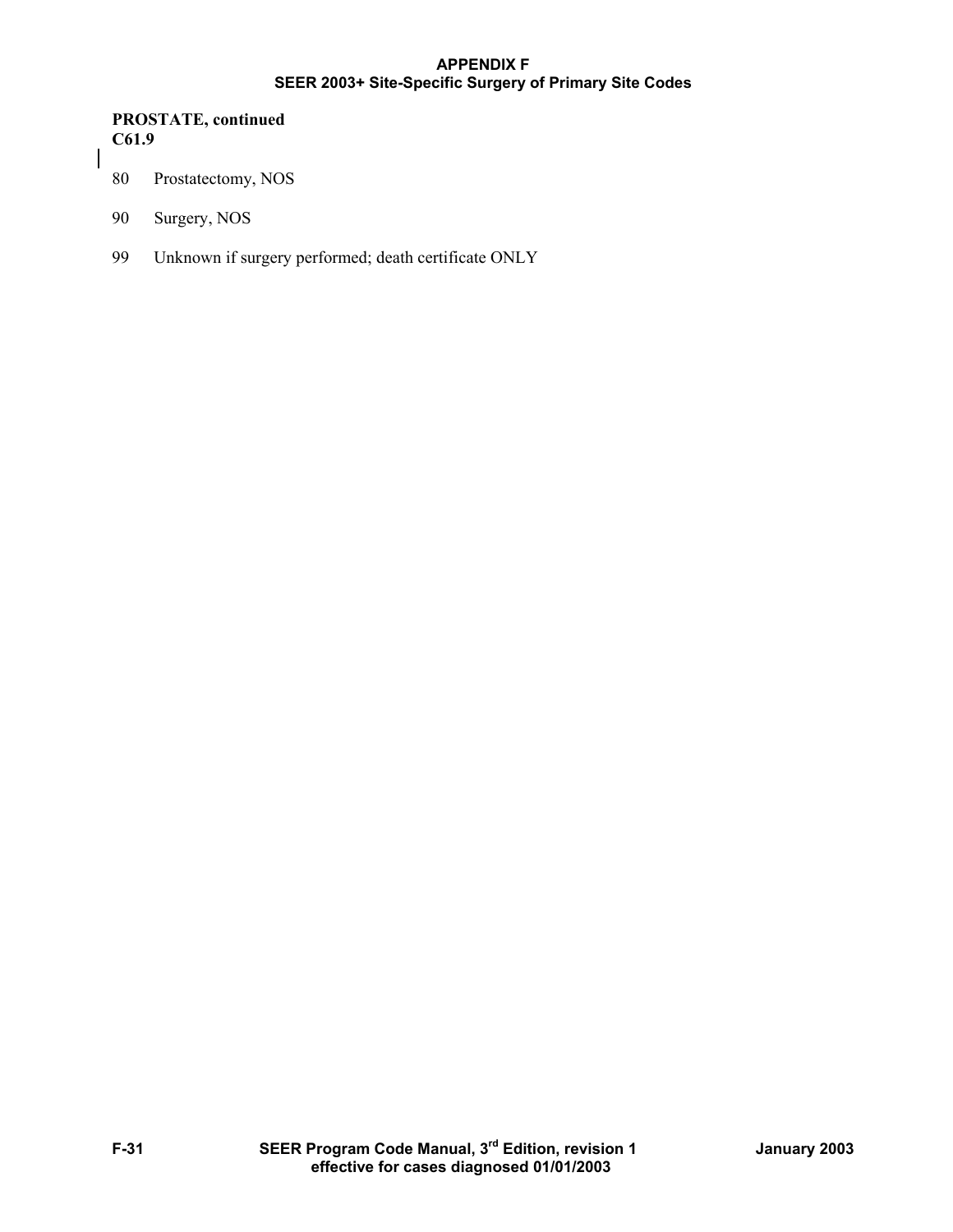**PROSTATE, continued**
**C61.9**

80 Prostatectomy, NOS

90 Surgery, NOS

99 Unknown if surgery performed; death certificate ONLY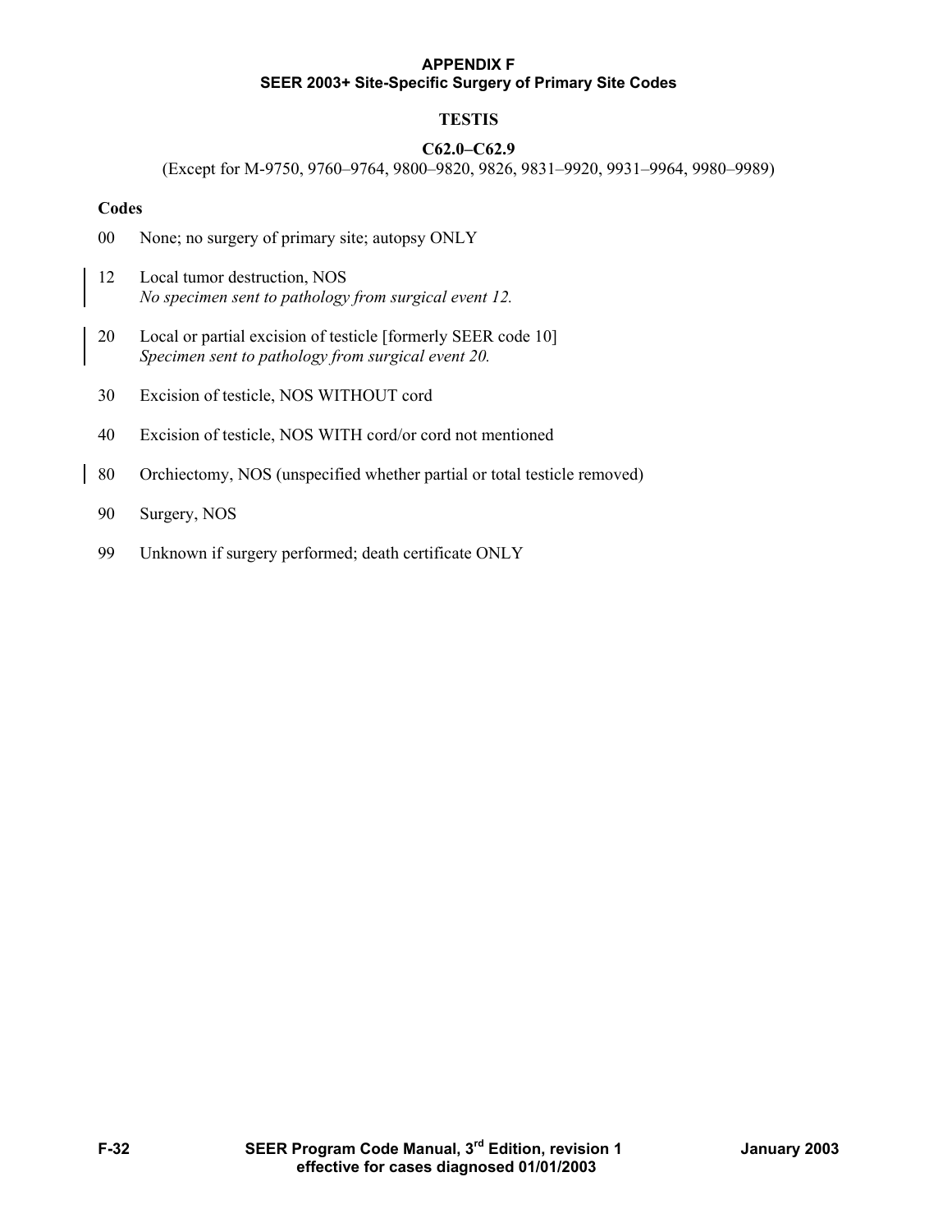**APPENDIX F**
**SEER 2003+ Site-Specific Surgery of Primary Site Codes**

# TESTIS

## C62.0–C62.9

(Except for M-9750, 9760–9764, 9800–9820, 9826, 9831–9920, 9931–9964, 9980–9989)

### Codes

00 None; no surgery of primary site; autopsy ONLY

12 Local tumor destruction, NOS
*No specimen sent to pathology from surgical event 12.*

20 Local or partial excision of testicle [formerly SEER code 10]
*Specimen sent to pathology from surgical event 20.*

30 Excision of testicle, NOS WITHOUT cord

40 Excision of testicle, NOS WITH cord/or cord not mentioned

80 Orchiectomy, NOS (unspecified whether partial or total testicle removed)

90 Surgery, NOS

99 Unknown if surgery performed; death certificate ONLY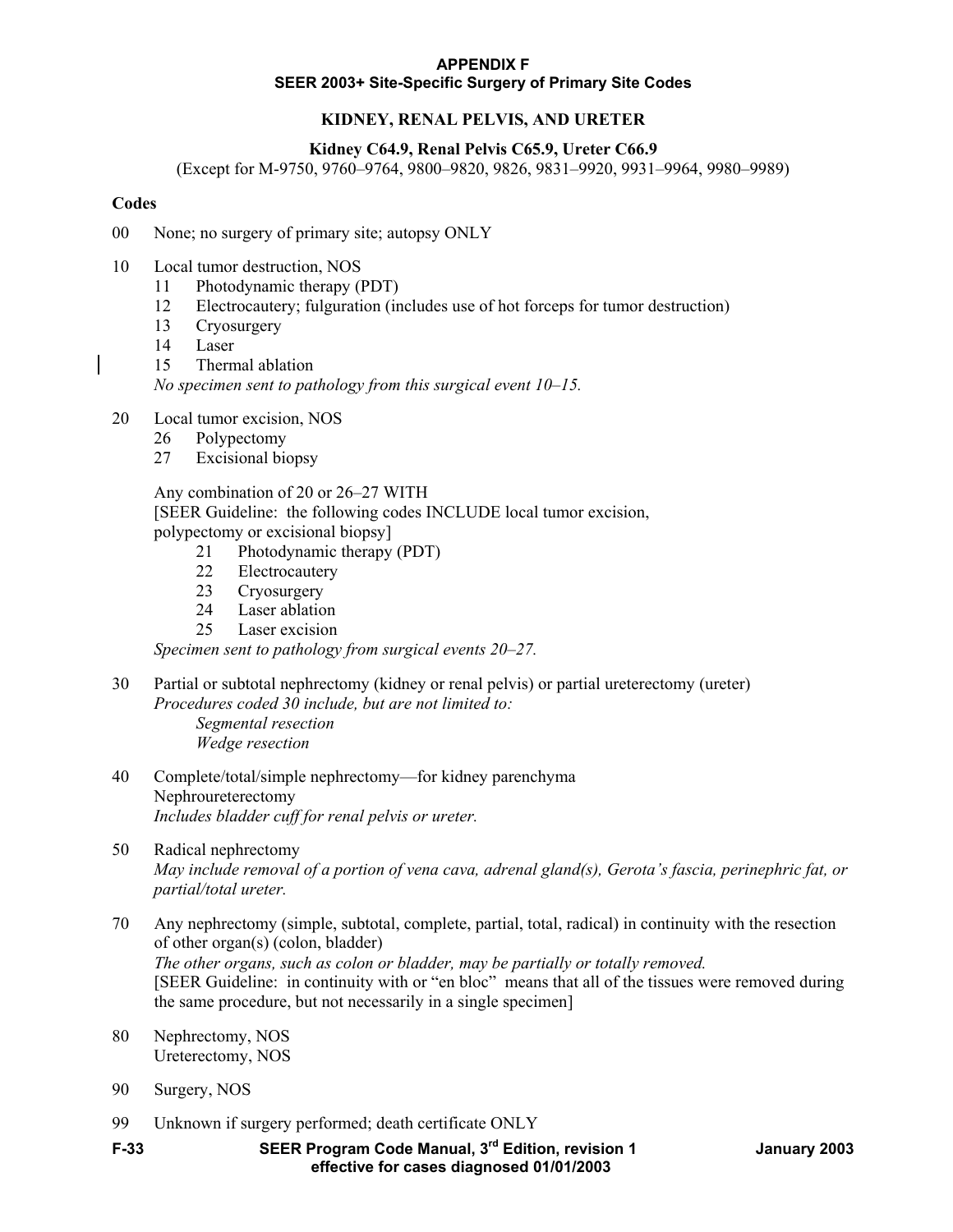**APPENDIX F**
**SEER 2003+ Site-Specific Surgery of Primary Site Codes**

## KIDNEY, RENAL PELVIS, AND URETER

**Kidney C64.9, Renal Pelvis C65.9, Ureter C66.9**
(Except for M-9750, 9760–9764, 9800–9820, 9826, 9831–9920, 9931–9964, 9980–9989)

**Codes**

00 None; no surgery of primary site; autopsy ONLY

10 Local tumor destruction, NOS
- 11 Photodynamic therapy (PDT)
- 12 Electrocautery; fulguration (includes use of hot forceps for tumor destruction)
- 13 Cryosurgery
- 14 Laser
- 15 Thermal ablation

*No specimen sent to pathology from this surgical event 10–15.*

20 Local tumor excision, NOS
- 26 Polypectomy
- 27 Excisional biopsy

Any combination of 20 or 26–27 WITH
[SEER Guideline: the following codes INCLUDE local tumor excision, polypectomy or excisional biopsy]
- 21 Photodynamic therapy (PDT)
- 22 Electrocautery
- 23 Cryosurgery
- 24 Laser ablation
- 25 Laser excision

*Specimen sent to pathology from surgical events 20–27.*

30 Partial or subtotal nephrectomy (kidney or renal pelvis) or partial ureterectomy (ureter)
*Procedures coded 30 include, but are not limited to:*
- *Segmental resection*
- *Wedge resection*

40 Complete/total/simple nephrectomy—for kidney parenchyma
Nephroureterectomy
*Includes bladder cuff for renal pelvis or ureter.*

50 Radical nephrectomy
*May include removal of a portion of vena cava, adrenal gland(s), Gerota's fascia, perinephric fat, or partial/total ureter.*

70 Any nephrectomy (simple, subtotal, complete, partial, total, radical) in continuity with the resection of other organ(s) (colon, bladder)
*The other organs, such as colon or bladder, may be partially or totally removed.*
[SEER Guideline: in continuity with or "en bloc" means that all of the tissues were removed during the same procedure, but not necessarily in a single specimen]

80 Nephrectomy, NOS
Ureterectomy, NOS

90 Surgery, NOS

99 Unknown if surgery performed; death certificate ONLY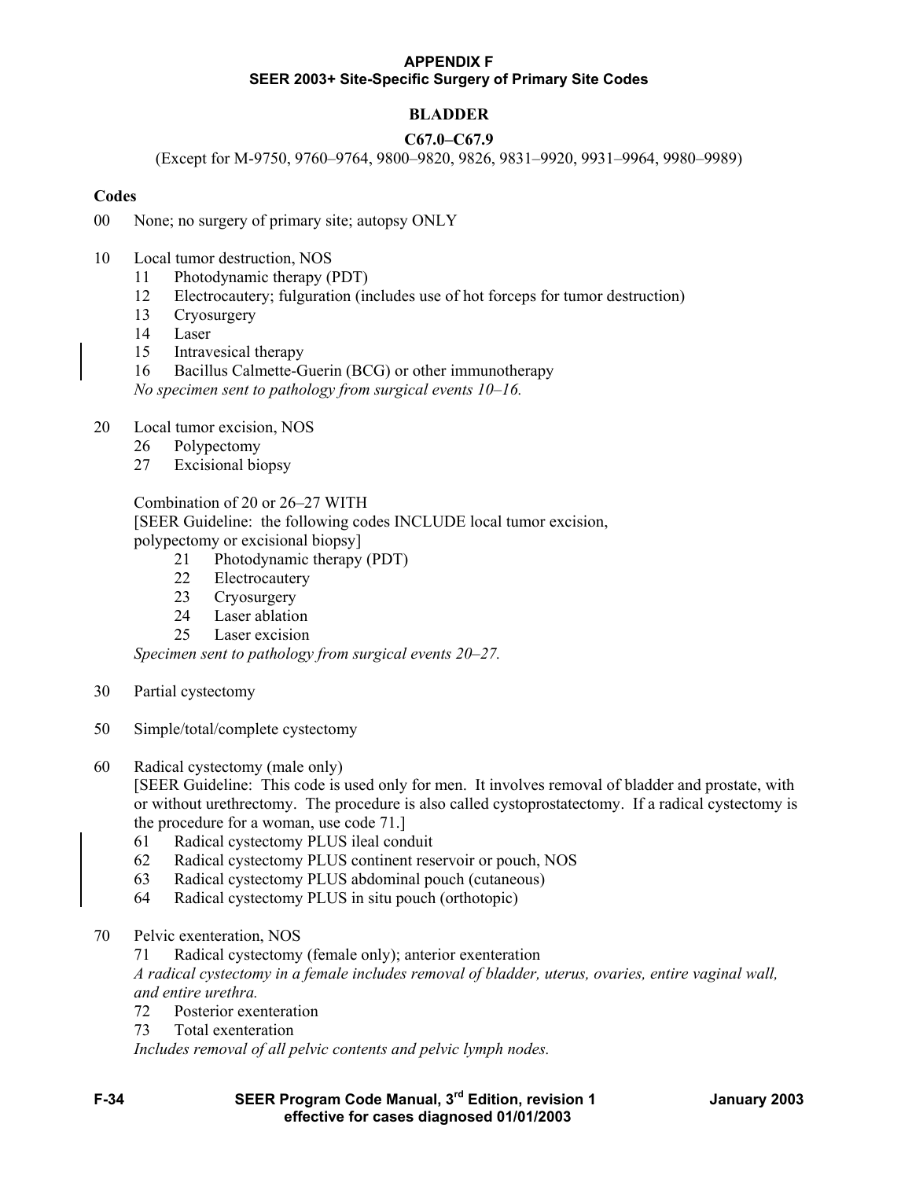**APPENDIX F**
**SEER 2003+ Site-Specific Surgery of Primary Site Codes**

# BLADDER

## C67.0–C67.9

(Except for M-9750, 9760–9764, 9800–9820, 9826, 9831–9920, 9931–9964, 9980–9989)

**Codes**

00 None; no surgery of primary site; autopsy ONLY

10 Local tumor destruction, NOS
- 11 Photodynamic therapy (PDT)
- 12 Electrocautery; fulguration (includes use of hot forceps for tumor destruction)
- 13 Cryosurgery
- 14 Laser
- 15 Intravesical therapy
- 16 Bacillus Calmette-Guerin (BCG) or other immunotherapy

*No specimen sent to pathology from surgical events 10–16.*

20 Local tumor excision, NOS
- 26 Polypectomy
- 27 Excisional biopsy

Combination of 20 or 26–27 WITH
[SEER Guideline: the following codes INCLUDE local tumor excision, polypectomy or excisional biopsy]
- 21 Photodynamic therapy (PDT)
- 22 Electrocautery
- 23 Cryosurgery
- 24 Laser ablation
- 25 Laser excision

*Specimen sent to pathology from surgical events 20–27.*

30 Partial cystectomy

50 Simple/total/complete cystectomy

60 Radical cystectomy (male only)
[SEER Guideline: This code is used only for men. It involves removal of bladder and prostate, with or without urethrectomy. The procedure is also called cystoprostatectomy. If a radical cystectomy is the procedure for a woman, use code 71.]
- 61 Radical cystectomy PLUS ileal conduit
- 62 Radical cystectomy PLUS continent reservoir or pouch, NOS
- 63 Radical cystectomy PLUS abdominal pouch (cutaneous)
- 64 Radical cystectomy PLUS in situ pouch (orthotopic)

70 Pelvic exenteration, NOS
- 71 Radical cystectomy (female only); anterior exenteration

  *A radical cystectomy in a female includes removal of bladder, uterus, ovaries, entire vaginal wall, and entire urethra.*
- 72 Posterior exenteration
- 73 Total exenteration

  *Includes removal of all pelvic contents and pelvic lymph nodes.*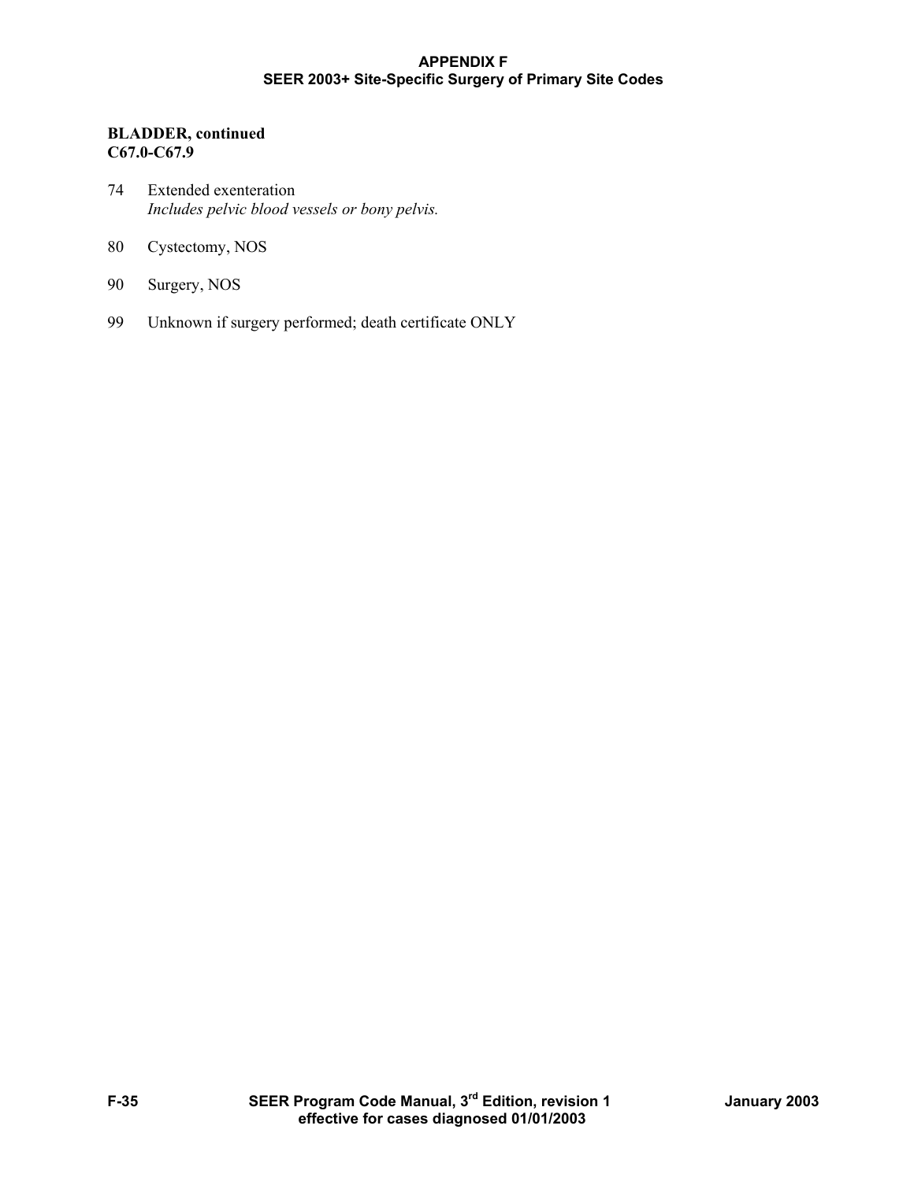**BLADDER, continued**
**C67.0-C67.9**

74 Extended exenteration
*Includes pelvic blood vessels or bony pelvis.*

80 Cystectomy, NOS

90 Surgery, NOS

99 Unknown if surgery performed; death certificate ONLY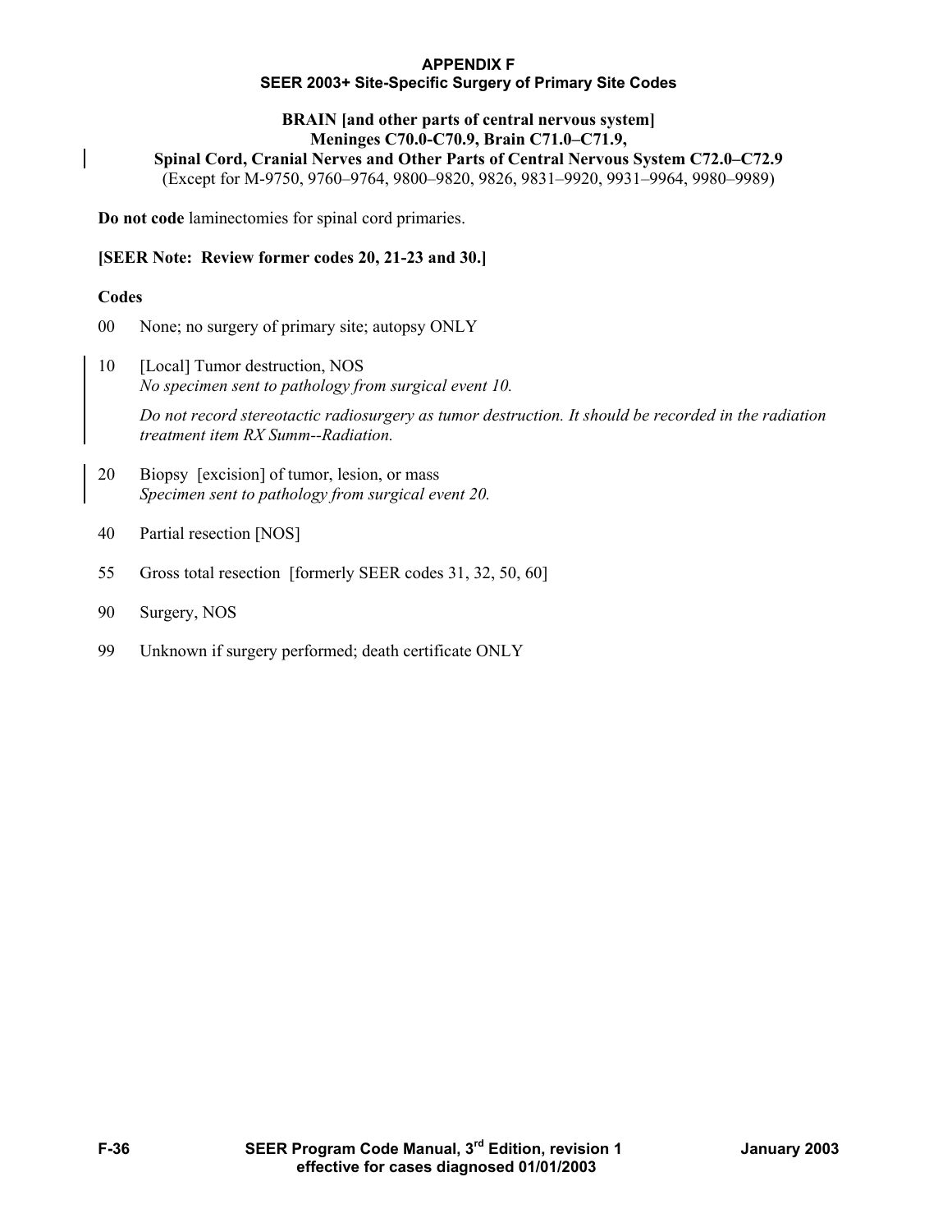**APPENDIX F**
**SEER 2003+ Site-Specific Surgery of Primary Site Codes**

## BRAIN [and other parts of central nervous system]
## Meninges C70.0-C70.9, Brain C71.0–C71.9, Spinal Cord, Cranial Nerves and Other Parts of Central Nervous System C72.0–C72.9

(Except for M-9750, 9760–9764, 9800–9820, 9826, 9831–9920, 9931–9964, 9980–9989)

**Do not code** laminectomies for spinal cord primaries.

**[SEER Note: Review former codes 20, 21-23 and 30.]**

**Codes**

00 None; no surgery of primary site; autopsy ONLY

10 [Local] Tumor destruction, NOS
*No specimen sent to pathology from surgical event 10.*

*Do not record stereotactic radiosurgery as tumor destruction. It should be recorded in the radiation treatment item RX Summ--Radiation.*

20 Biopsy [excision] of tumor, lesion, or mass
*Specimen sent to pathology from surgical event 20.*

40 Partial resection [NOS]

55 Gross total resection [formerly SEER codes 31, 32, 50, 60]

90 Surgery, NOS

99 Unknown if surgery performed; death certificate ONLY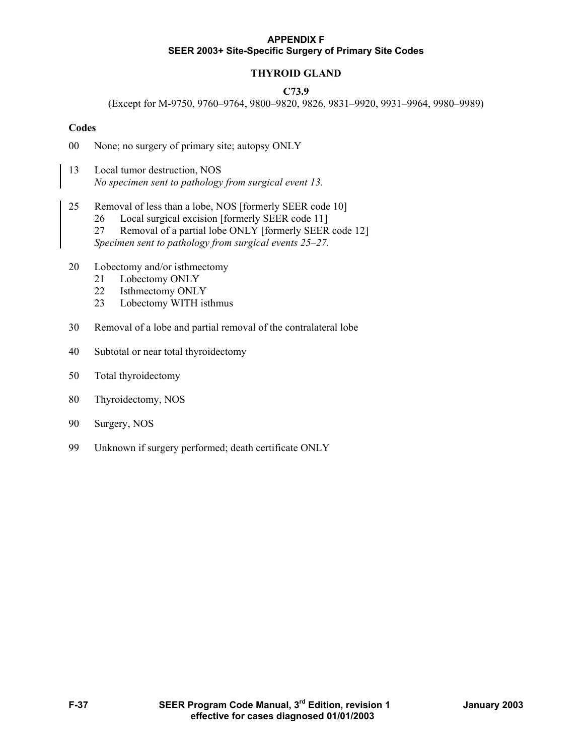**APPENDIX F**
**SEER 2003+ Site-Specific Surgery of Primary Site Codes**

## THYROID GLAND

### C73.9

(Except for M-9750, 9760–9764, 9800–9820, 9826, 9831–9920, 9931–9964, 9980–9989)

**Codes**

00 None; no surgery of primary site; autopsy ONLY

13 Local tumor destruction, NOS
*No specimen sent to pathology from surgical event 13.*

25 Removal of less than a lobe, NOS [formerly SEER code 10]
- 26 Local surgical excision [formerly SEER code 11]
- 27 Removal of a partial lobe ONLY [formerly SEER code 12]

*Specimen sent to pathology from surgical events 25–27.*

20 Lobectomy and/or isthmectomy
- 21 Lobectomy ONLY
- 22 Isthmectomy ONLY
- 23 Lobectomy WITH isthmus

30 Removal of a lobe and partial removal of the contralateral lobe

40 Subtotal or near total thyroidectomy

50 Total thyroidectomy

80 Thyroidectomy, NOS

90 Surgery, NOS

99 Unknown if surgery performed; death certificate ONLY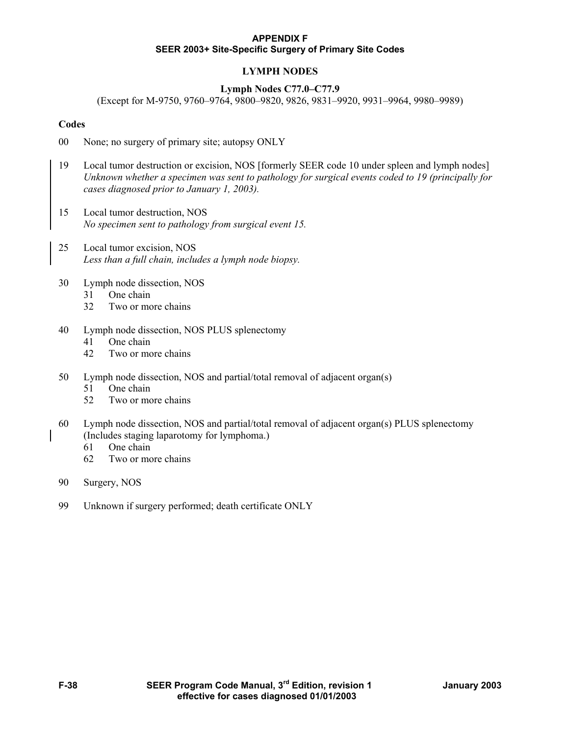**APPENDIX F**
**SEER 2003+ Site-Specific Surgery of Primary Site Codes**

## LYMPH NODES

### Lymph Nodes C77.0–C77.9

(Except for M-9750, 9760–9764, 9800–9820, 9826, 9831–9920, 9931–9964, 9980–9989)

**Codes**

00 None; no surgery of primary site; autopsy ONLY

19 Local tumor destruction or excision, NOS [formerly SEER code 10 under spleen and lymph nodes]
*Unknown whether a specimen was sent to pathology for surgical events coded to 19 (principally for cases diagnosed prior to January 1, 2003).*

15 Local tumor destruction, NOS
*No specimen sent to pathology from surgical event 15.*

25 Local tumor excision, NOS
*Less than a full chain, includes a lymph node biopsy.*

30 Lymph node dissection, NOS
- 31 One chain
- 32 Two or more chains

40 Lymph node dissection, NOS PLUS splenectomy
- 41 One chain
- 42 Two or more chains

50 Lymph node dissection, NOS and partial/total removal of adjacent organ(s)
- 51 One chain
- 52 Two or more chains

60 Lymph node dissection, NOS and partial/total removal of adjacent organ(s) PLUS splenectomy (Includes staging laparotomy for lymphoma.)
- 61 One chain
- 62 Two or more chains

90 Surgery, NOS

99 Unknown if surgery performed; death certificate ONLY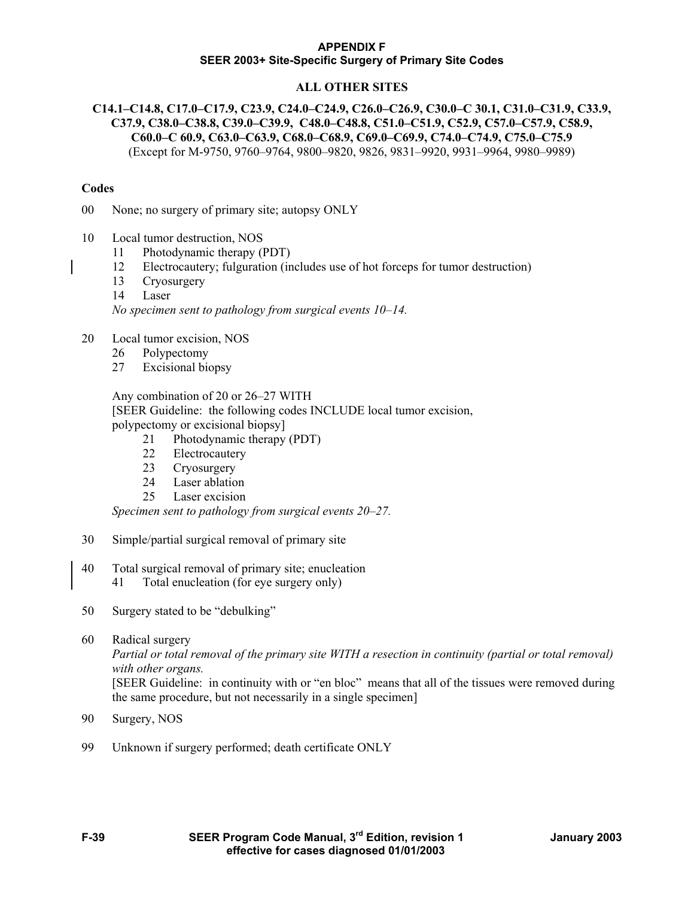**APPENDIX F**
**SEER 2003+ Site-Specific Surgery of Primary Site Codes**

## ALL OTHER SITES

**C14.1–C14.8, C17.0–C17.9, C23.9, C24.0–C24.9, C26.0–C26.9, C30.0–C 30.1, C31.0–C31.9, C33.9, C37.9, C38.0–C38.8, C39.0–C39.9, C48.0–C48.8, C51.0–C51.9, C52.9, C57.0–C57.9, C58.9, C60.0–C 60.9, C63.0–C63.9, C68.0–C68.9, C69.0–C69.9, C74.0–C74.9, C75.0–C75.9**
(Except for M-9750, 9760–9764, 9800–9820, 9826, 9831–9920, 9931–9964, 9980–9989)

**Codes**

00 None; no surgery of primary site; autopsy ONLY

10 Local tumor destruction, NOS
- 11 Photodynamic therapy (PDT)
- 12 Electrocautery; fulguration (includes use of hot forceps for tumor destruction)
- 13 Cryosurgery
- 14 Laser

*No specimen sent to pathology from surgical events 10–14.*

20 Local tumor excision, NOS
- 26 Polypectomy
- 27 Excisional biopsy

Any combination of 20 or 26–27 WITH
[SEER Guideline: the following codes INCLUDE local tumor excision, polypectomy or excisional biopsy]
- 21 Photodynamic therapy (PDT)
- 22 Electrocautery
- 23 Cryosurgery
- 24 Laser ablation
- 25 Laser excision

*Specimen sent to pathology from surgical events 20–27.*

30 Simple/partial surgical removal of primary site

40 Total surgical removal of primary site; enucleation
- 41 Total enucleation (for eye surgery only)

50 Surgery stated to be "debulking"

60 Radical surgery
*Partial or total removal of the primary site WITH a resection in continuity (partial or total removal) with other organs.*
[SEER Guideline: in continuity with or "en bloc" means that all of the tissues were removed during the same procedure, but not necessarily in a single specimen]

90 Surgery, NOS

99 Unknown if surgery performed; death certificate ONLY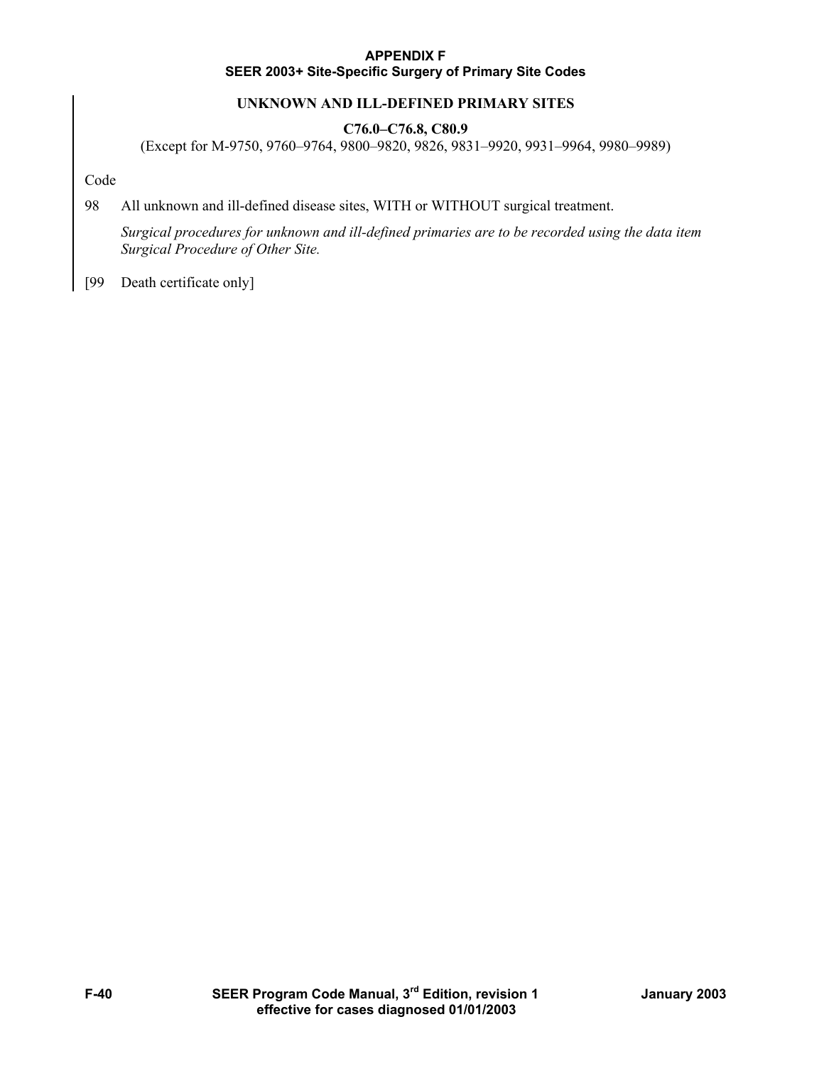**APPENDIX F**
**SEER 2003+ Site-Specific Surgery of Primary Site Codes**

## UNKNOWN AND ILL-DEFINED PRIMARY SITES

### C76.0–C76.8, C80.9

(Except for M-9750, 9760–9764, 9800–9820, 9826, 9831–9920, 9931–9964, 9980–9989)

Code

98 All unknown and ill-defined disease sites, WITH or WITHOUT surgical treatment.

*Surgical procedures for unknown and ill-defined primaries are to be recorded using the data item Surgical Procedure of Other Site.*

[99 Death certificate only]